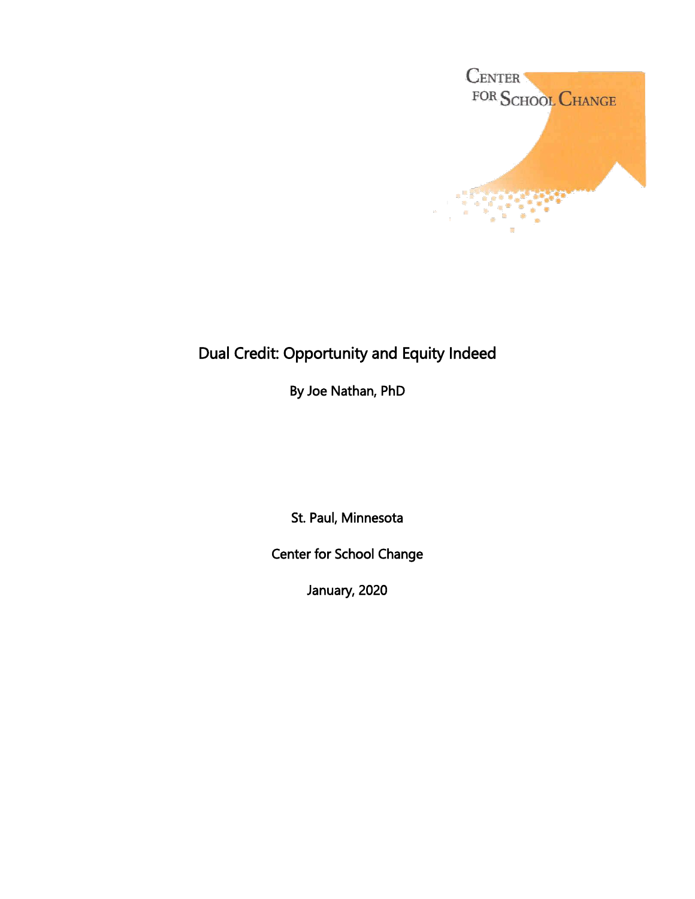Center for School Change

# Dual Credit: Opportunity and Equity Indeed

By Joe Nathan, PhD

St. Paul, Minnesota

Center for School Change

January, 2020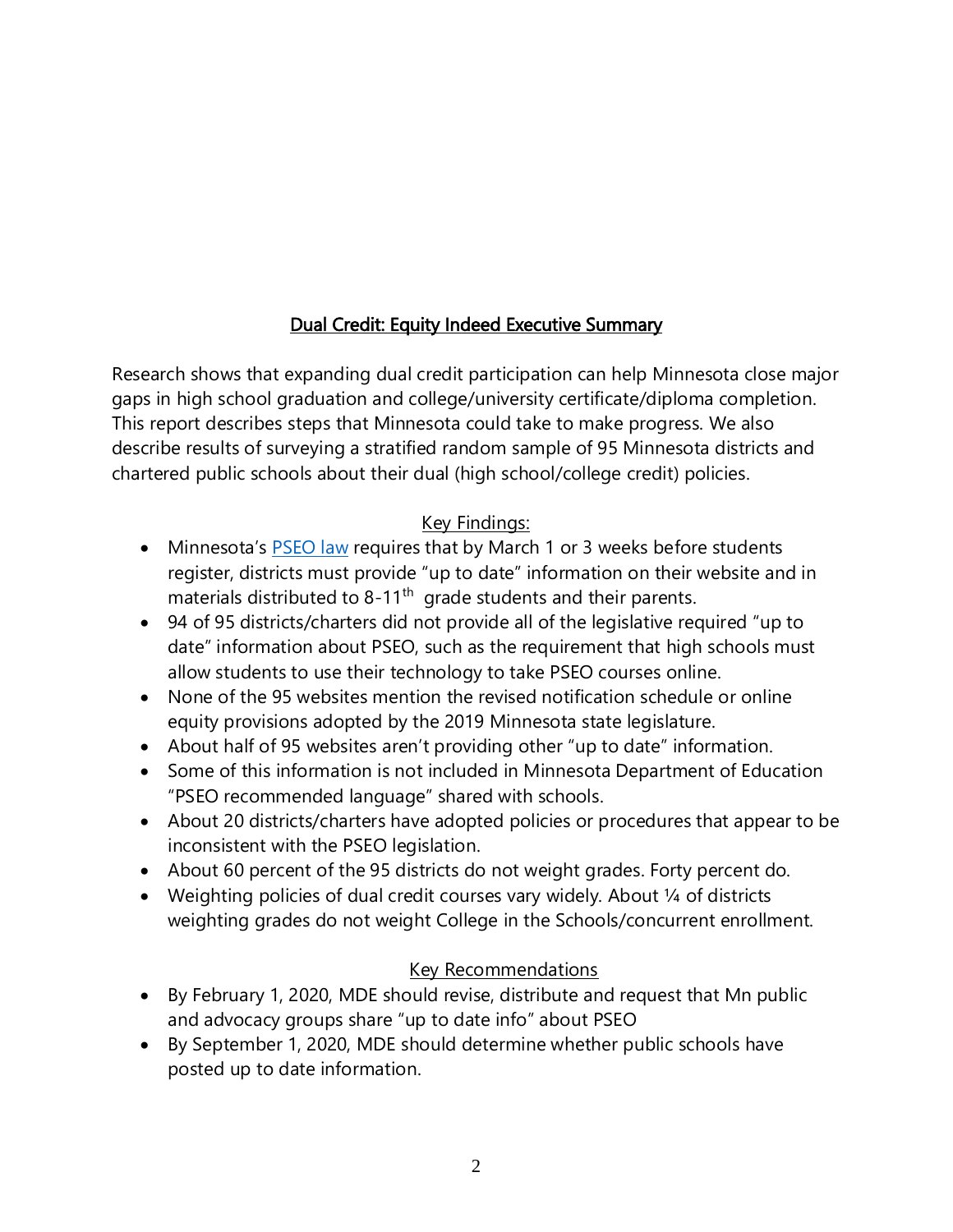## Dual Credit: Equity Indeed Executive Summary

Research shows that expanding dual credit participation can help Minnesota close major gaps in high school graduation and college/university certificate/diploma completion. This report describes steps that Minnesota could take to make progress. We also describe results of surveying a stratified random sample of 95 Minnesota districts and chartered public schools about their dual (high school/college credit) policies.

### Key Findings:

- Minnesota's PSEO law requires that by March 1 or 3 weeks before students register, districts must provide "up to date" information on their website and in materials distributed to 8-11th grade students and their parents.
- 94 of 95 districts/charters did not provide all of the legislative required "up to date" information about PSEO, such as the requirement that high schools must allow students to use their technology to take PSEO courses online.
- None of the 95 websites mention the revised notification schedule or online equity provisions adopted by the 2019 Minnesota state legislature.
- About half of 95 websites aren't providing other "up to date" information.
- Some of this information is not included in Minnesota Department of Education "PSEO recommended language" shared with schools.
- About 20 districts/charters have adopted policies or procedures that appear to be inconsistent with the PSEO legislation.
- About 60 percent of the 95 districts do not weight grades. Forty percent do.
- Weighting policies of dual credit courses vary widely. About ¼ of districts weighting grades do not weight College in the Schools/concurrent enrollment.

### Key Recommendations

- By February 1, 2020, MDE should revise, distribute and request that Mn public and advocacy groups share "up to date info" about PSEO
- By September 1, 2020, MDE should determine whether public schools have posted up to date information.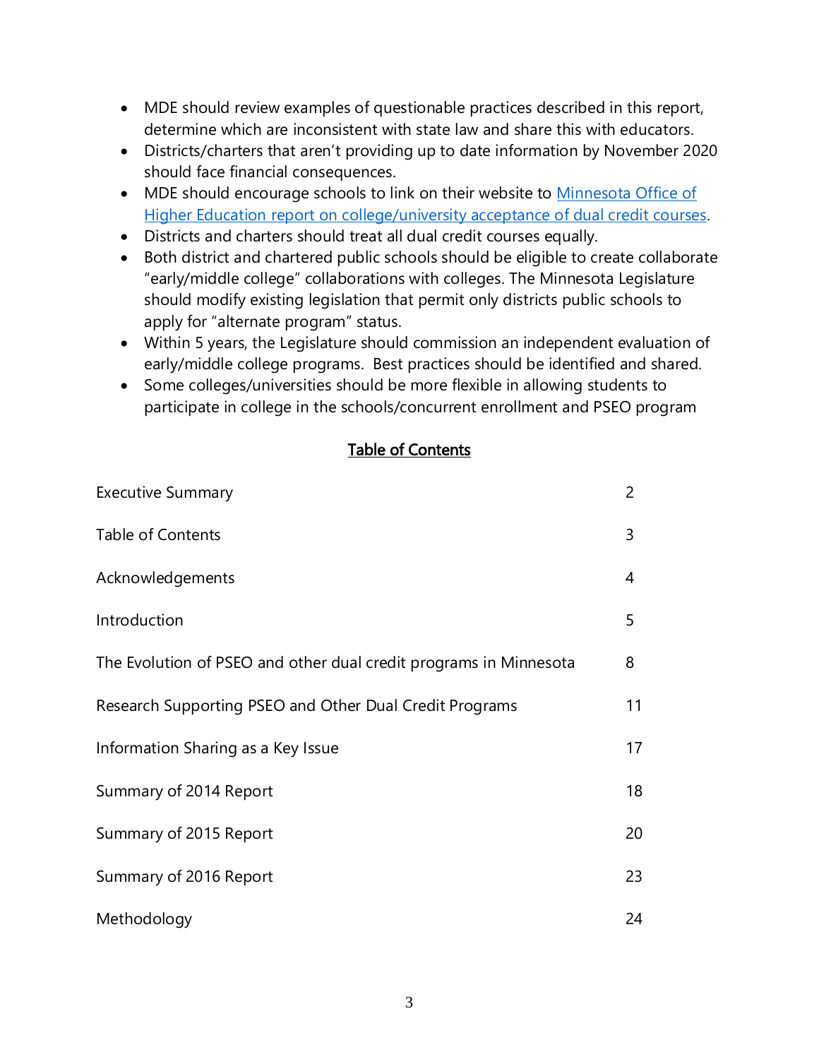- MDE should review examples of questionable practices described in this report, determine which are inconsistent with state law and share this with educators.
- Districts/charters that aren't providing up to date information by November 2020 should face financial consequences.
- MDE should encourage schools to link on their website to [Minnesota Office of Higher Education report on college/university acceptance of dual credit courses](https://example.com).
- Districts and charters should treat all dual credit courses equally.
- Both district and chartered public schools should be eligible to create collaborate "early/middle college" collaborations with colleges. The Minnesota Legislature should modify existing legislation that permit only districts public schools to apply for "alternate program" status.
- Within 5 years, the Legislature should commission an independent evaluation of early/middle college programs. Best practices should be identified and shared.
- Some colleges/universities should be more flexible in allowing students to participate in college in the schools/concurrent enrollment and PSEO program

## Table of Contents

| | |
|---|---|
| Executive Summary | 2 |
| Table of Contents | 3 |
| Acknowledgements | 4 |
| Introduction | 5 |
| The Evolution of PSEO and other dual credit programs in Minnesota | 8 |
| Research Supporting PSEO and Other Dual Credit Programs | 11 |
| Information Sharing as a Key Issue | 17 |
| Summary of 2014 Report | 18 |
| Summary of 2015 Report | 20 |
| Summary of 2016 Report | 23 |
| Methodology | 24 |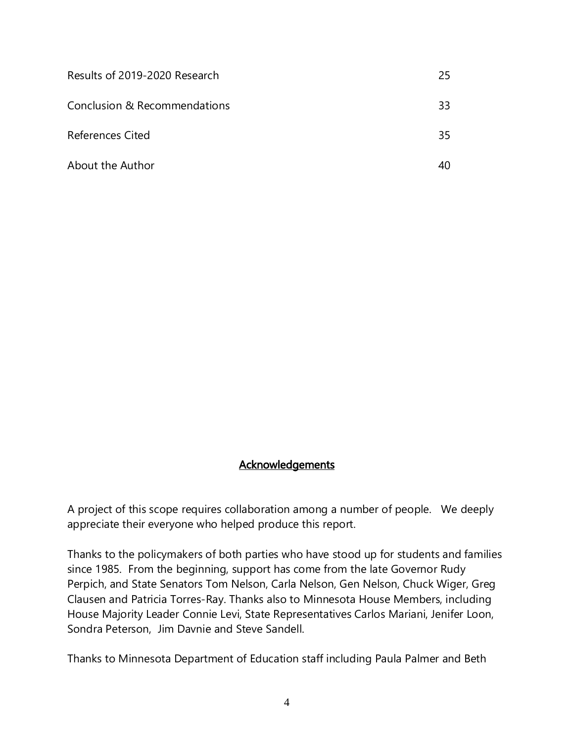| | |
|---|---|
| Results of 2019-2020 Research | 25 |
| Conclusion & Recommendations | 33 |
| References Cited | 35 |
| About the Author | 40 |

## Acknowledgements

A project of this scope requires collaboration among a number of people. We deeply appreciate their everyone who helped produce this report.

Thanks to the policymakers of both parties who have stood up for students and families since 1985. From the beginning, support has come from the late Governor Rudy Perpich, and State Senators Tom Nelson, Carla Nelson, Gen Nelson, Chuck Wiger, Greg Clausen and Patricia Torres-Ray. Thanks also to Minnesota House Members, including House Majority Leader Connie Levi, State Representatives Carlos Mariani, Jenifer Loon, Sondra Peterson, Jim Davnie and Steve Sandell.

Thanks to Minnesota Department of Education staff including Paula Palmer and Beth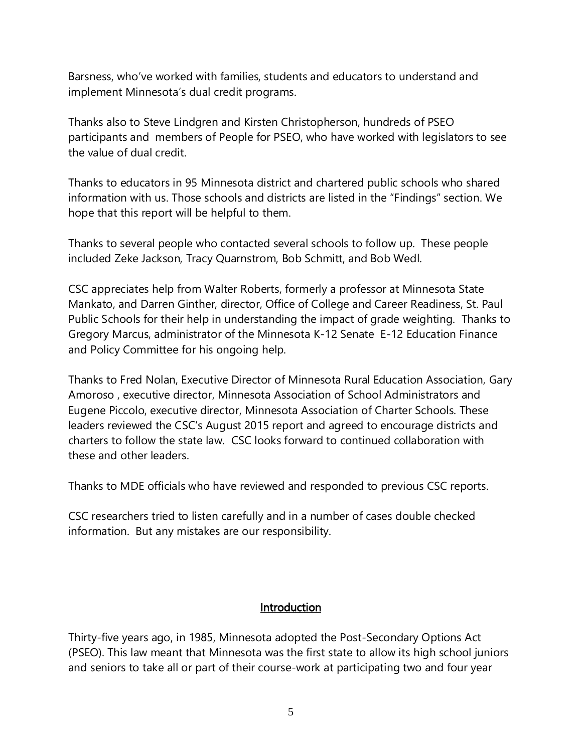Barsness, who've worked with families, students and educators to understand and implement Minnesota's dual credit programs.

Thanks also to Steve Lindgren and Kirsten Christopherson, hundreds of PSEO participants and members of People for PSEO, who have worked with legislators to see the value of dual credit.

Thanks to educators in 95 Minnesota district and chartered public schools who shared information with us. Those schools and districts are listed in the "Findings" section. We hope that this report will be helpful to them.

Thanks to several people who contacted several schools to follow up. These people included Zeke Jackson, Tracy Quarnstrom, Bob Schmitt, and Bob Wedl.

CSC appreciates help from Walter Roberts, formerly a professor at Minnesota State Mankato, and Darren Ginther, director, Office of College and Career Readiness, St. Paul Public Schools for their help in understanding the impact of grade weighting. Thanks to Gregory Marcus, administrator of the Minnesota K-12 Senate E-12 Education Finance and Policy Committee for his ongoing help.

Thanks to Fred Nolan, Executive Director of Minnesota Rural Education Association, Gary Amoroso , executive director, Minnesota Association of School Administrators and Eugene Piccolo, executive director, Minnesota Association of Charter Schools. These leaders reviewed the CSC's August 2015 report and agreed to encourage districts and charters to follow the state law. CSC looks forward to continued collaboration with these and other leaders.

Thanks to MDE officials who have reviewed and responded to previous CSC reports.

CSC researchers tried to listen carefully and in a number of cases double checked information. But any mistakes are our responsibility.

## Introduction

Thirty-five years ago, in 1985, Minnesota adopted the Post-Secondary Options Act (PSEO). This law meant that Minnesota was the first state to allow its high school juniors and seniors to take all or part of their course-work at participating two and four year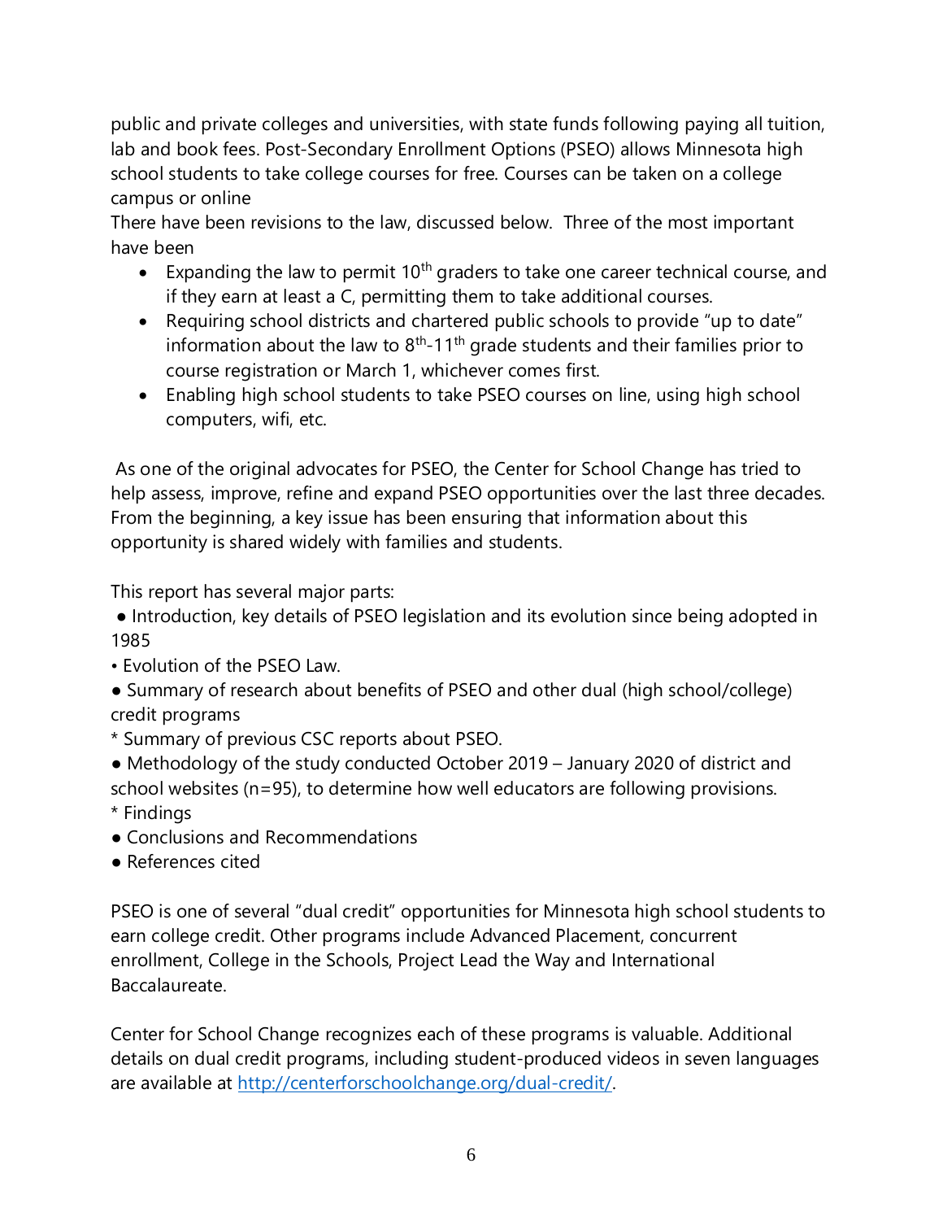public and private colleges and universities, with state funds following paying all tuition, lab and book fees. Post-Secondary Enrollment Options (PSEO) allows Minnesota high school students to take college courses for free. Courses can be taken on a college campus or online

There have been revisions to the law, discussed below. Three of the most important have been

- Expanding the law to permit 10th graders to take one career technical course, and if they earn at least a C, permitting them to take additional courses.
- Requiring school districts and chartered public schools to provide "up to date" information about the law to 8th-11th grade students and their families prior to course registration or March 1, whichever comes first.
- Enabling high school students to take PSEO courses on line, using high school computers, wifi, etc.

As one of the original advocates for PSEO, the Center for School Change has tried to help assess, improve, refine and expand PSEO opportunities over the last three decades. From the beginning, a key issue has been ensuring that information about this opportunity is shared widely with families and students.

This report has several major parts:

● Introduction, key details of PSEO legislation and its evolution since being adopted in 1985

• Evolution of the PSEO Law.

● Summary of research about benefits of PSEO and other dual (high school/college) credit programs

* Summary of previous CSC reports about PSEO.

● Methodology of the study conducted October 2019 – January 2020 of district and school websites (n=95), to determine how well educators are following provisions.

* Findings

● Conclusions and Recommendations

● References cited

PSEO is one of several "dual credit" opportunities for Minnesota high school students to earn college credit. Other programs include Advanced Placement, concurrent enrollment, College in the Schools, Project Lead the Way and International Baccalaureate.

Center for School Change recognizes each of these programs is valuable. Additional details on dual credit programs, including student-produced videos in seven languages are available at http://centerforschoolchange.org/dual-credit/.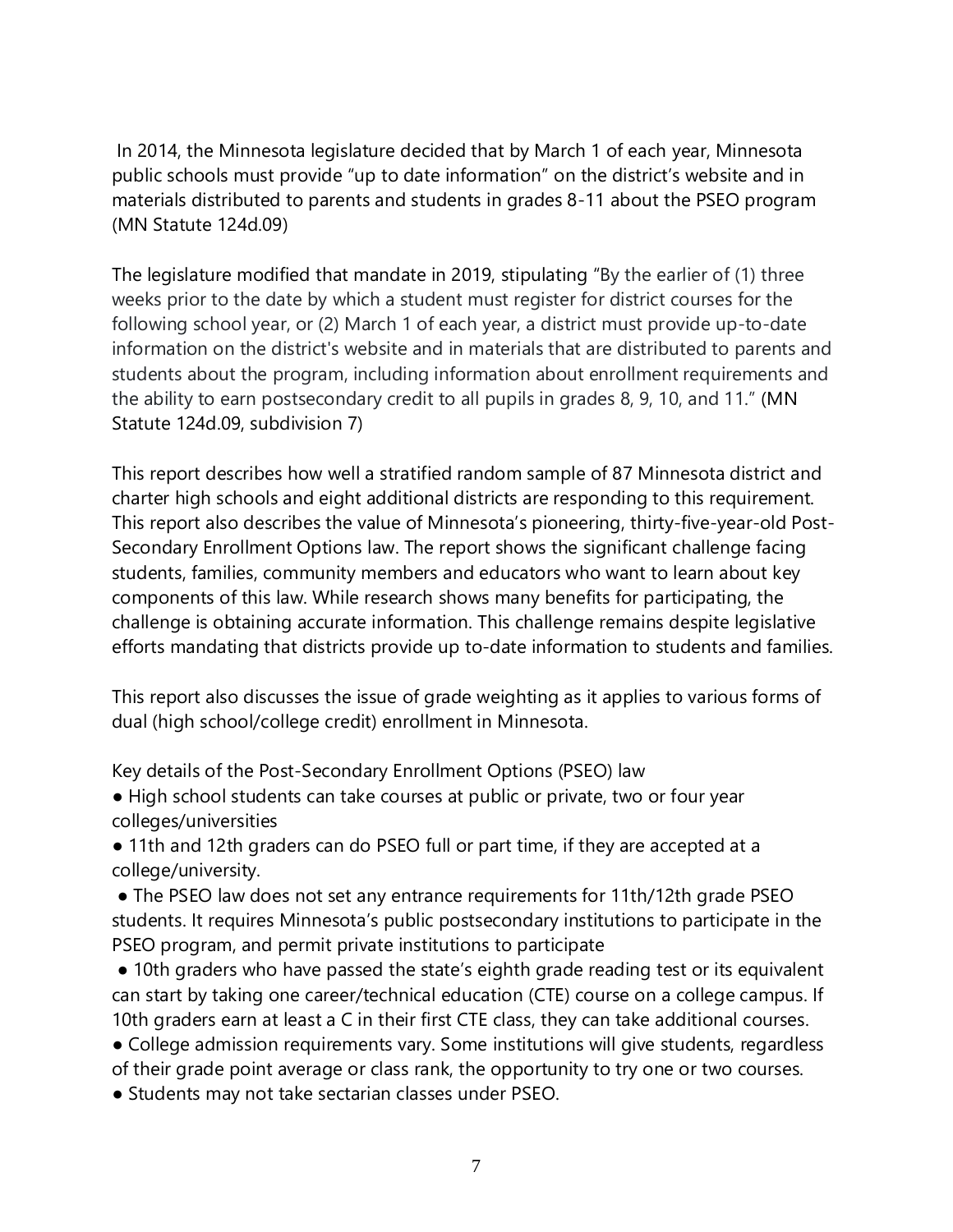In 2014, the Minnesota legislature decided that by March 1 of each year, Minnesota public schools must provide "up to date information" on the district's website and in materials distributed to parents and students in grades 8-11 about the PSEO program (MN Statute 124d.09)

The legislature modified that mandate in 2019, stipulating "By the earlier of (1) three weeks prior to the date by which a student must register for district courses for the following school year, or (2) March 1 of each year, a district must provide up-to-date information on the district's website and in materials that are distributed to parents and students about the program, including information about enrollment requirements and the ability to earn postsecondary credit to all pupils in grades 8, 9, 10, and 11." (MN Statute 124d.09, subdivision 7)

This report describes how well a stratified random sample of 87 Minnesota district and charter high schools and eight additional districts are responding to this requirement. This report also describes the value of Minnesota's pioneering, thirty-five-year-old Post-Secondary Enrollment Options law. The report shows the significant challenge facing students, families, community members and educators who want to learn about key components of this law. While research shows many benefits for participating, the challenge is obtaining accurate information. This challenge remains despite legislative efforts mandating that districts provide up to-date information to students and families.

This report also discusses the issue of grade weighting as it applies to various forms of dual (high school/college credit) enrollment in Minnesota.

Key details of the Post-Secondary Enrollment Options (PSEO) law

- High school students can take courses at public or private, two or four year colleges/universities
- 11th and 12th graders can do PSEO full or part time, if they are accepted at a college/university.
- The PSEO law does not set any entrance requirements for 11th/12th grade PSEO students. It requires Minnesota's public postsecondary institutions to participate in the PSEO program, and permit private institutions to participate
- 10th graders who have passed the state's eighth grade reading test or its equivalent can start by taking one career/technical education (CTE) course on a college campus. If 10th graders earn at least a C in their first CTE class, they can take additional courses.
- College admission requirements vary. Some institutions will give students, regardless of their grade point average or class rank, the opportunity to try one or two courses.
- Students may not take sectarian classes under PSEO.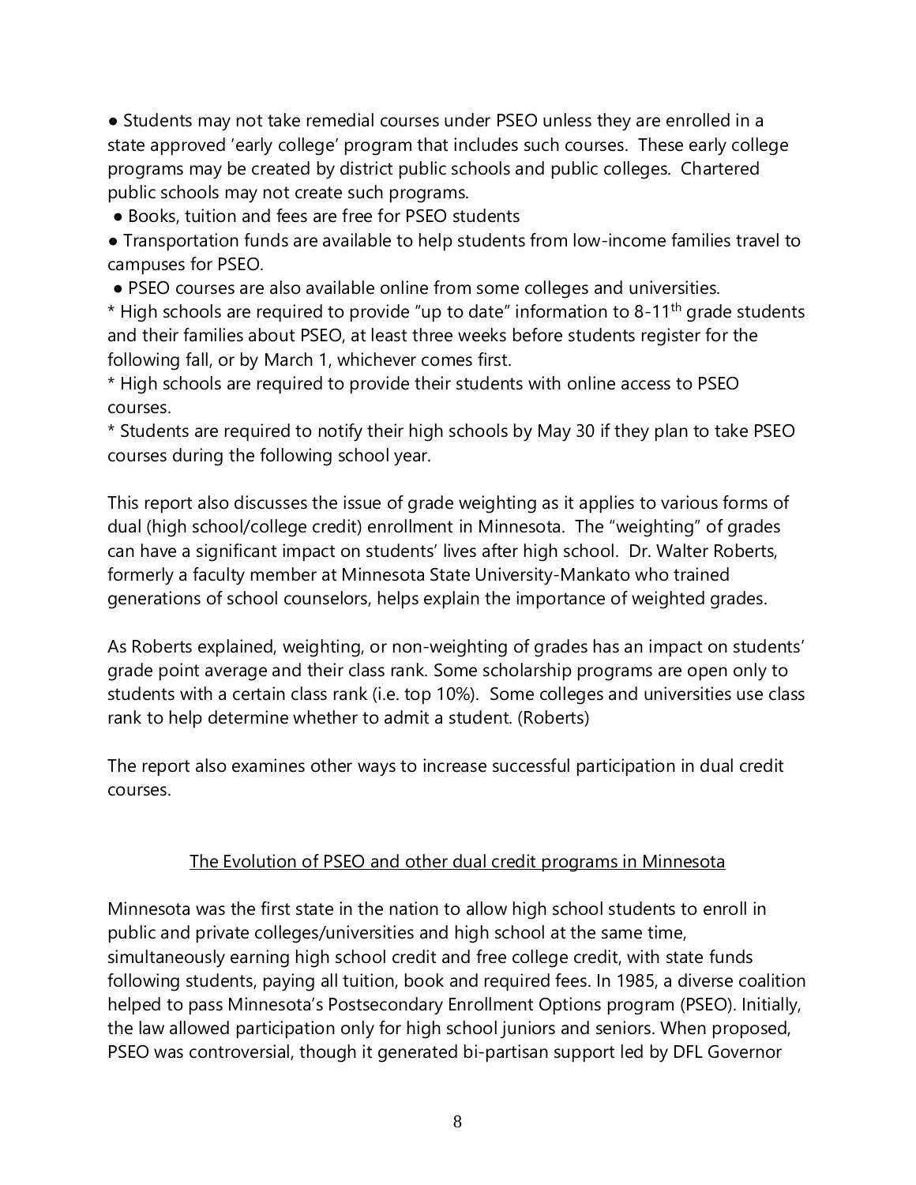● Students may not take remedial courses under PSEO unless they are enrolled in a state approved 'early college' program that includes such courses. These early college programs may be created by district public schools and public colleges. Chartered public schools may not create such programs.

● Books, tuition and fees are free for PSEO students

● Transportation funds are available to help students from low-income families travel to campuses for PSEO.

● PSEO courses are also available online from some colleges and universities.

* High schools are required to provide "up to date" information to 8-11th grade students and their families about PSEO, at least three weeks before students register for the following fall, or by March 1, whichever comes first.

* High schools are required to provide their students with online access to PSEO courses.

* Students are required to notify their high schools by May 30 if they plan to take PSEO courses during the following school year.

This report also discusses the issue of grade weighting as it applies to various forms of dual (high school/college credit) enrollment in Minnesota. The "weighting" of grades can have a significant impact on students' lives after high school. Dr. Walter Roberts, formerly a faculty member at Minnesota State University-Mankato who trained generations of school counselors, helps explain the importance of weighted grades.

As Roberts explained, weighting, or non-weighting of grades has an impact on students' grade point average and their class rank. Some scholarship programs are open only to students with a certain class rank (i.e. top 10%). Some colleges and universities use class rank to help determine whether to admit a student. (Roberts)

The report also examines other ways to increase successful participation in dual credit courses.

## The Evolution of PSEO and other dual credit programs in Minnesota

Minnesota was the first state in the nation to allow high school students to enroll in public and private colleges/universities and high school at the same time, simultaneously earning high school credit and free college credit, with state funds following students, paying all tuition, book and required fees. In 1985, a diverse coalition helped to pass Minnesota's Postsecondary Enrollment Options program (PSEO). Initially, the law allowed participation only for high school juniors and seniors. When proposed, PSEO was controversial, though it generated bi-partisan support led by DFL Governor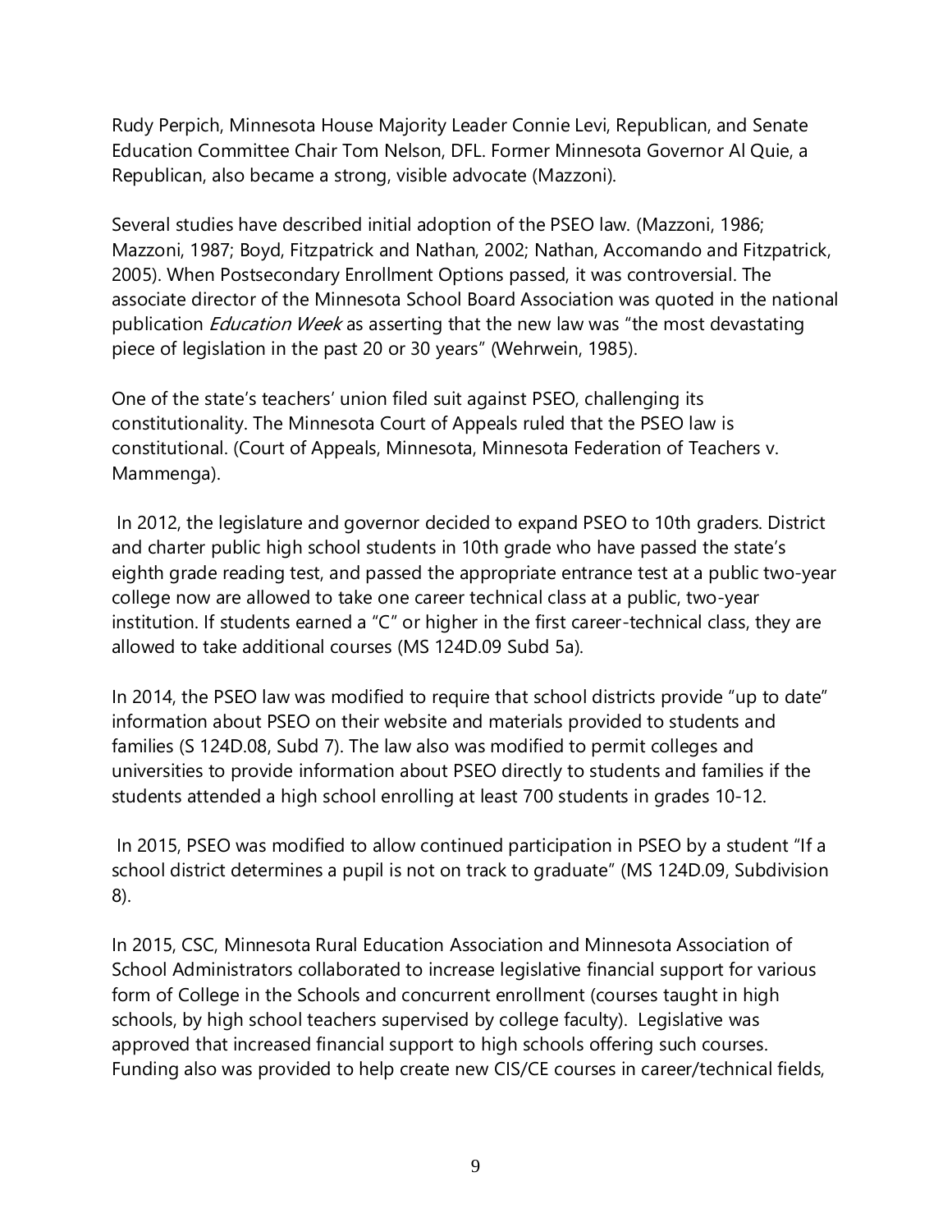Rudy Perpich, Minnesota House Majority Leader Connie Levi, Republican, and Senate Education Committee Chair Tom Nelson, DFL. Former Minnesota Governor Al Quie, a Republican, also became a strong, visible advocate (Mazzoni).

Several studies have described initial adoption of the PSEO law. (Mazzoni, 1986; Mazzoni, 1987; Boyd, Fitzpatrick and Nathan, 2002; Nathan, Accomando and Fitzpatrick, 2005). When Postsecondary Enrollment Options passed, it was controversial. The associate director of the Minnesota School Board Association was quoted in the national publication *Education Week* as asserting that the new law was "the most devastating piece of legislation in the past 20 or 30 years" (Wehrwein, 1985).

One of the state's teachers' union filed suit against PSEO, challenging its constitutionality. The Minnesota Court of Appeals ruled that the PSEO law is constitutional. (Court of Appeals, Minnesota, Minnesota Federation of Teachers v. Mammenga).

In 2012, the legislature and governor decided to expand PSEO to 10th graders. District and charter public high school students in 10th grade who have passed the state's eighth grade reading test, and passed the appropriate entrance test at a public two-year college now are allowed to take one career technical class at a public, two-year institution. If students earned a "C" or higher in the first career-technical class, they are allowed to take additional courses (MS 124D.09 Subd 5a).

In 2014, the PSEO law was modified to require that school districts provide "up to date" information about PSEO on their website and materials provided to students and families (S 124D.08, Subd 7). The law also was modified to permit colleges and universities to provide information about PSEO directly to students and families if the students attended a high school enrolling at least 700 students in grades 10-12.

In 2015, PSEO was modified to allow continued participation in PSEO by a student "If a school district determines a pupil is not on track to graduate" (MS 124D.09, Subdivision 8).

In 2015, CSC, Minnesota Rural Education Association and Minnesota Association of School Administrators collaborated to increase legislative financial support for various form of College in the Schools and concurrent enrollment (courses taught in high schools, by high school teachers supervised by college faculty). Legislative was approved that increased financial support to high schools offering such courses. Funding also was provided to help create new CIS/CE courses in career/technical fields,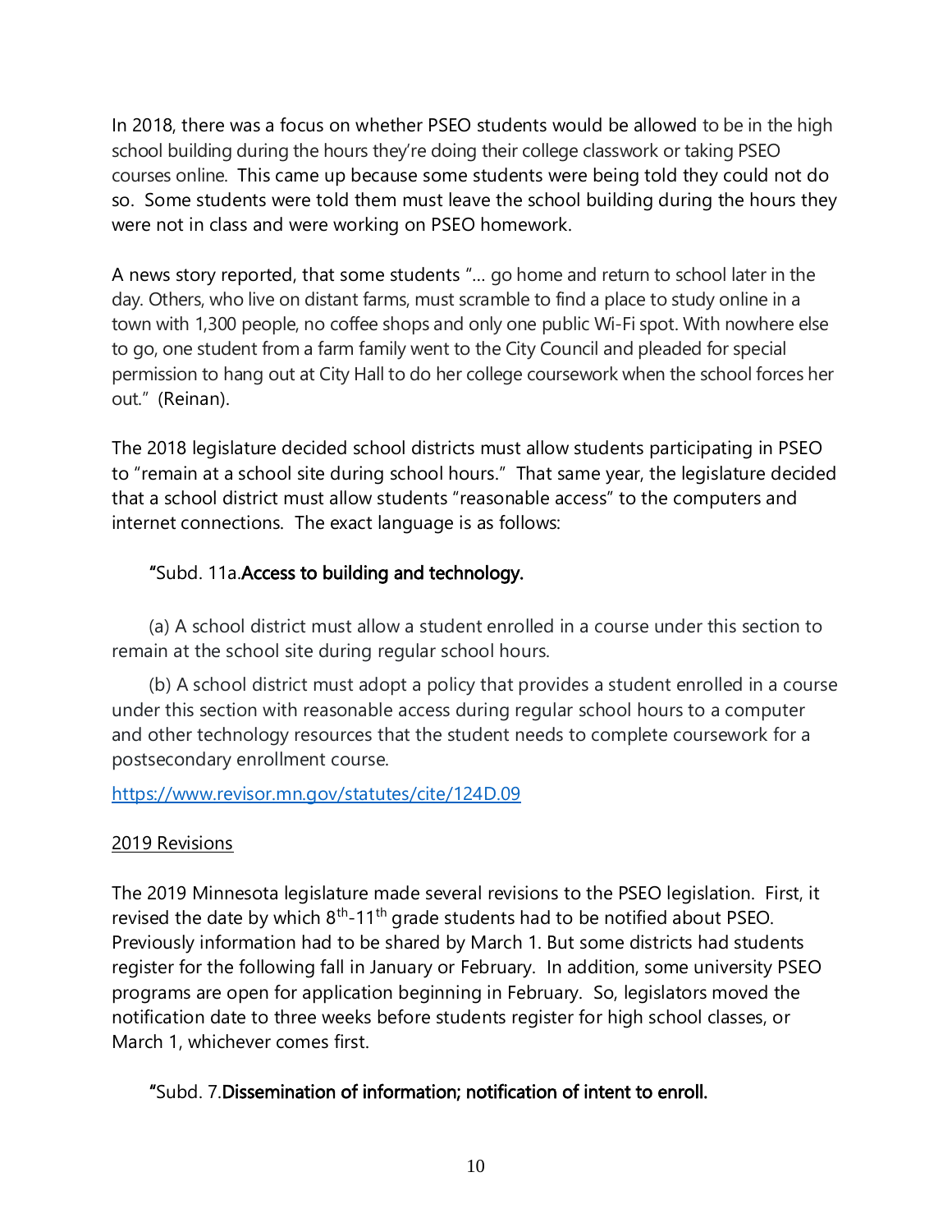In 2018, there was a focus on whether PSEO students would be allowed to be in the high school building during the hours they're doing their college classwork or taking PSEO courses online. This came up because some students were being told they could not do so. Some students were told them must leave the school building during the hours they were not in class and were working on PSEO homework.

A news story reported, that some students "… go home and return to school later in the day. Others, who live on distant farms, must scramble to find a place to study online in a town with 1,300 people, no coffee shops and only one public Wi-Fi spot. With nowhere else to go, one student from a farm family went to the City Council and pleaded for special permission to hang out at City Hall to do her college coursework when the school forces her out." (Reinan).

The 2018 legislature decided school districts must allow students participating in PSEO to "remain at a school site during school hours." That same year, the legislature decided that a school district must allow students "reasonable access" to the computers and internet connections. The exact language is as follows:

"Subd. 11a.**Access to building and technology.**

(a) A school district must allow a student enrolled in a course under this section to remain at the school site during regular school hours.

(b) A school district must adopt a policy that provides a student enrolled in a course under this section with reasonable access during regular school hours to a computer and other technology resources that the student needs to complete coursework for a postsecondary enrollment course.

https://www.revisor.mn.gov/statutes/cite/124D.09

2019 Revisions

The 2019 Minnesota legislature made several revisions to the PSEO legislation. First, it revised the date by which 8th-11th grade students had to be notified about PSEO. Previously information had to be shared by March 1. But some districts had students register for the following fall in January or February. In addition, some university PSEO programs are open for application beginning in February. So, legislators moved the notification date to three weeks before students register for high school classes, or March 1, whichever comes first.

"Subd. 7.**Dissemination of information; notification of intent to enroll.**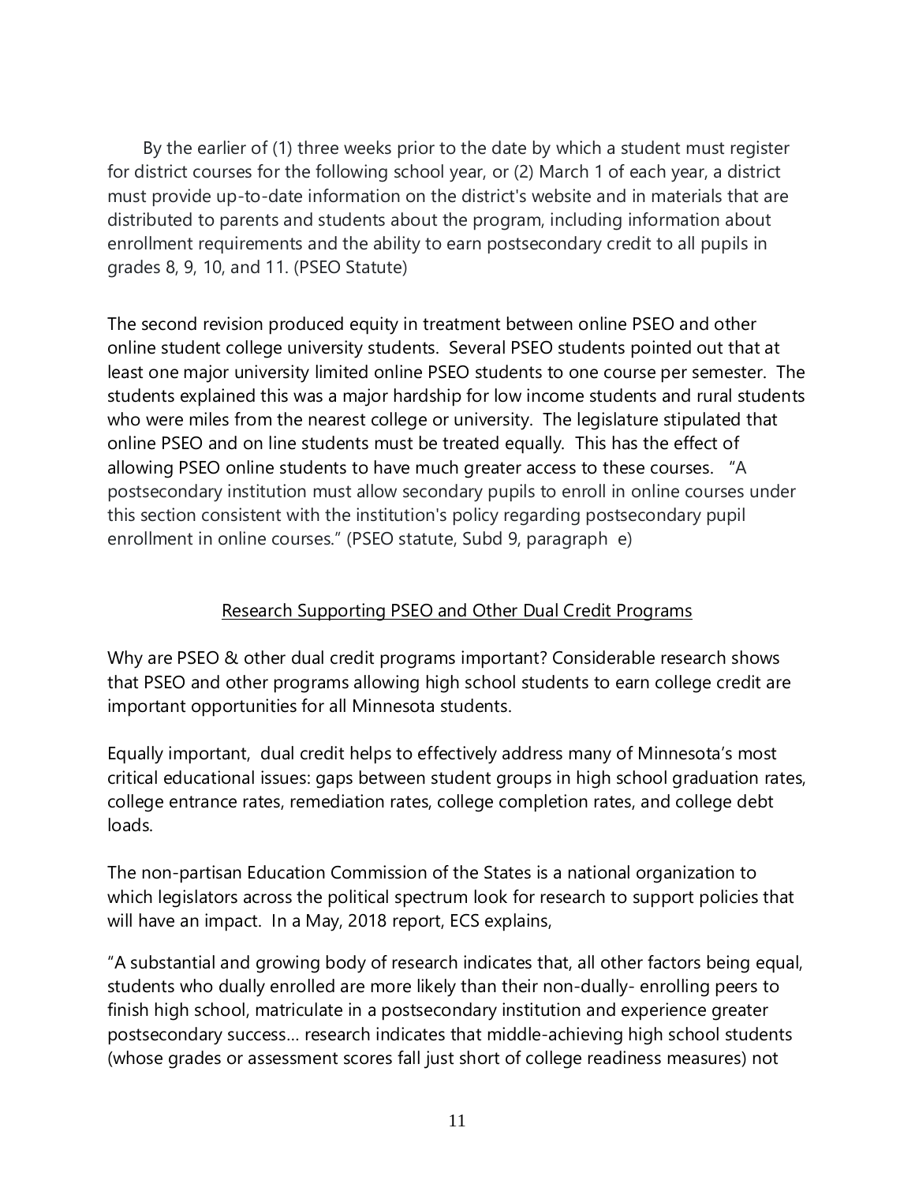By the earlier of (1) three weeks prior to the date by which a student must register for district courses for the following school year, or (2) March 1 of each year, a district must provide up-to-date information on the district's website and in materials that are distributed to parents and students about the program, including information about enrollment requirements and the ability to earn postsecondary credit to all pupils in grades 8, 9, 10, and 11. (PSEO Statute)

The second revision produced equity in treatment between online PSEO and other online student college university students. Several PSEO students pointed out that at least one major university limited online PSEO students to one course per semester. The students explained this was a major hardship for low income students and rural students who were miles from the nearest college or university. The legislature stipulated that online PSEO and on line students must be treated equally. This has the effect of allowing PSEO online students to have much greater access to these courses. "A postsecondary institution must allow secondary pupils to enroll in online courses under this section consistent with the institution's policy regarding postsecondary pupil enrollment in online courses." (PSEO statute, Subd 9, paragraph e)

<u>Research Supporting PSEO and Other Dual Credit Programs</u>

Why are PSEO & other dual credit programs important? Considerable research shows that PSEO and other programs allowing high school students to earn college credit are important opportunities for all Minnesota students.

Equally important, dual credit helps to effectively address many of Minnesota's most critical educational issues: gaps between student groups in high school graduation rates, college entrance rates, remediation rates, college completion rates, and college debt loads.

The non-partisan Education Commission of the States is a national organization to which legislators across the political spectrum look for research to support policies that will have an impact. In a May, 2018 report, ECS explains,

"A substantial and growing body of research indicates that, all other factors being equal, students who dually enrolled are more likely than their non-dually- enrolling peers to finish high school, matriculate in a postsecondary institution and experience greater postsecondary success… research indicates that middle-achieving high school students (whose grades or assessment scores fall just short of college readiness measures) not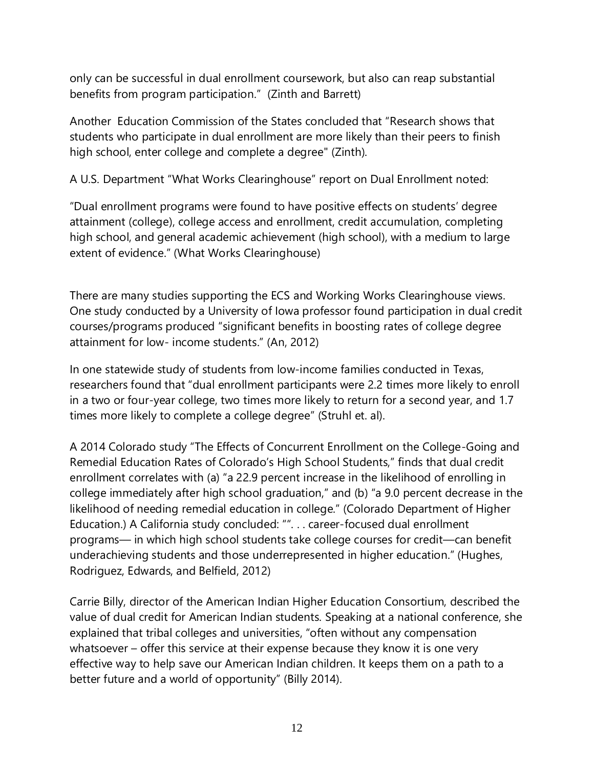only can be successful in dual enrollment coursework, but also can reap substantial benefits from program participation." (Zinth and Barrett)

Another Education Commission of the States concluded that "Research shows that students who participate in dual enrollment are more likely than their peers to finish high school, enter college and complete a degree" (Zinth).

A U.S. Department "What Works Clearinghouse" report on Dual Enrollment noted:

"Dual enrollment programs were found to have positive effects on students' degree attainment (college), college access and enrollment, credit accumulation, completing high school, and general academic achievement (high school), with a medium to large extent of evidence." (What Works Clearinghouse)

There are many studies supporting the ECS and Working Works Clearinghouse views. One study conducted by a University of Iowa professor found participation in dual credit courses/programs produced "significant benefits in boosting rates of college degree attainment for low- income students." (An, 2012)

In one statewide study of students from low-income families conducted in Texas, researchers found that "dual enrollment participants were 2.2 times more likely to enroll in a two or four-year college, two times more likely to return for a second year, and 1.7 times more likely to complete a college degree" (Struhl et. al).

A 2014 Colorado study "The Effects of Concurrent Enrollment on the College-Going and Remedial Education Rates of Colorado's High School Students," finds that dual credit enrollment correlates with (a) "a 22.9 percent increase in the likelihood of enrolling in college immediately after high school graduation," and (b) "a 9.0 percent decrease in the likelihood of needing remedial education in college." (Colorado Department of Higher Education.) A California study concluded: "". . . career-focused dual enrollment programs— in which high school students take college courses for credit—can benefit underachieving students and those underrepresented in higher education." (Hughes, Rodriguez, Edwards, and Belfield, 2012)

Carrie Billy, director of the American Indian Higher Education Consortium, described the value of dual credit for American Indian students. Speaking at a national conference, she explained that tribal colleges and universities, "often without any compensation whatsoever – offer this service at their expense because they know it is one very effective way to help save our American Indian children. It keeps them on a path to a better future and a world of opportunity" (Billy 2014).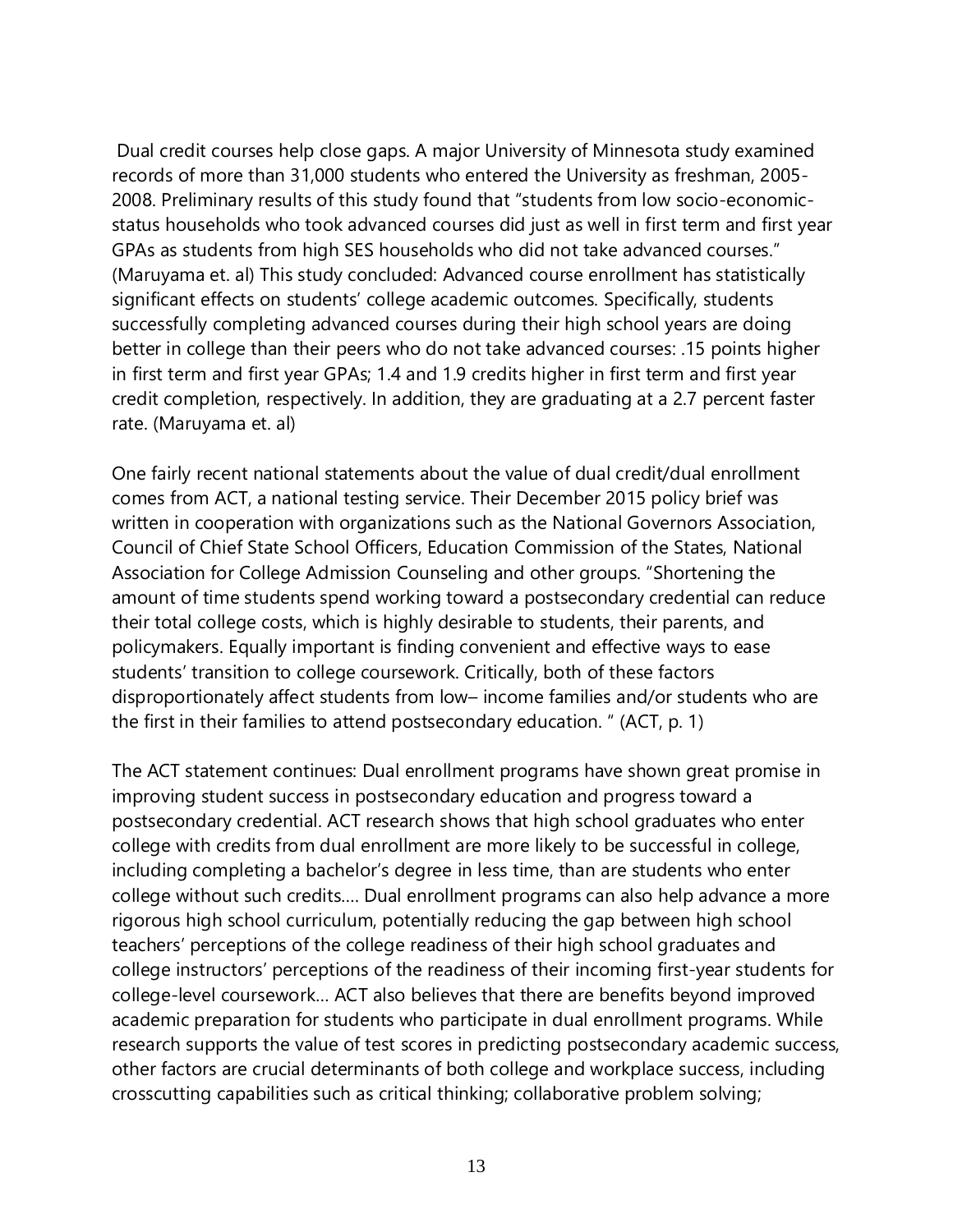Dual credit courses help close gaps. A major University of Minnesota study examined records of more than 31,000 students who entered the University as freshman, 2005-2008. Preliminary results of this study found that "students from low socio-economic-status households who took advanced courses did just as well in first term and first year GPAs as students from high SES households who did not take advanced courses." (Maruyama et. al) This study concluded: Advanced course enrollment has statistically significant effects on students' college academic outcomes. Specifically, students successfully completing advanced courses during their high school years are doing better in college than their peers who do not take advanced courses: .15 points higher in first term and first year GPAs; 1.4 and 1.9 credits higher in first term and first year credit completion, respectively. In addition, they are graduating at a 2.7 percent faster rate. (Maruyama et. al)

One fairly recent national statements about the value of dual credit/dual enrollment comes from ACT, a national testing service. Their December 2015 policy brief was written in cooperation with organizations such as the National Governors Association, Council of Chief State School Officers, Education Commission of the States, National Association for College Admission Counseling and other groups. "Shortening the amount of time students spend working toward a postsecondary credential can reduce their total college costs, which is highly desirable to students, their parents, and policymakers. Equally important is finding convenient and effective ways to ease students' transition to college coursework. Critically, both of these factors disproportionately affect students from low– income families and/or students who are the first in their families to attend postsecondary education. " (ACT, p. 1)

The ACT statement continues: Dual enrollment programs have shown great promise in improving student success in postsecondary education and progress toward a postsecondary credential. ACT research shows that high school graduates who enter college with credits from dual enrollment are more likely to be successful in college, including completing a bachelor's degree in less time, than are students who enter college without such credits.... Dual enrollment programs can also help advance a more rigorous high school curriculum, potentially reducing the gap between high school teachers' perceptions of the college readiness of their high school graduates and college instructors' perceptions of the readiness of their incoming first-year students for college-level coursework... ACT also believes that there are benefits beyond improved academic preparation for students who participate in dual enrollment programs. While research supports the value of test scores in predicting postsecondary academic success, other factors are crucial determinants of both college and workplace success, including crosscutting capabilities such as critical thinking; collaborative problem solving;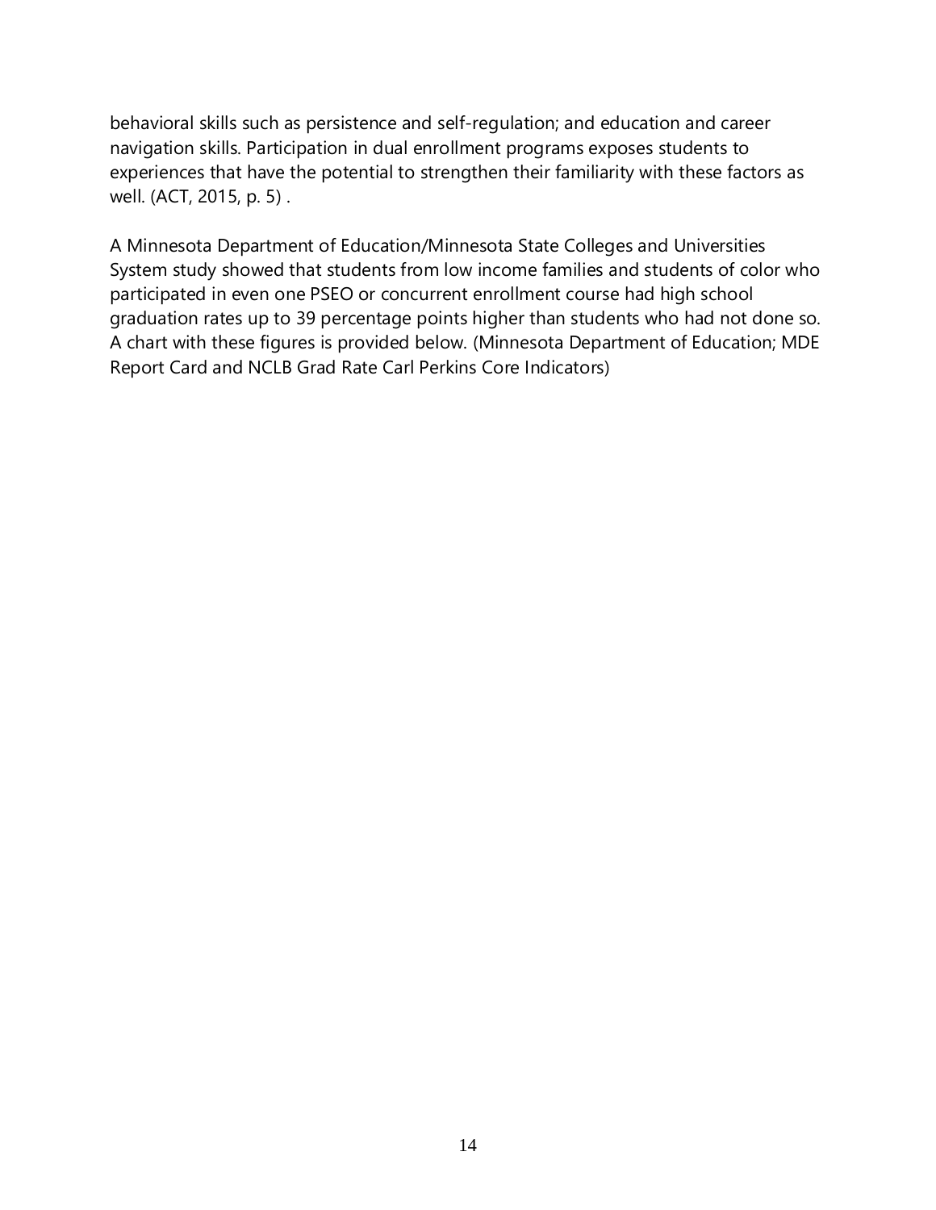behavioral skills such as persistence and self-regulation; and education and career navigation skills. Participation in dual enrollment programs exposes students to experiences that have the potential to strengthen their familiarity with these factors as well. (ACT, 2015, p. 5) .

A Minnesota Department of Education/Minnesota State Colleges and Universities System study showed that students from low income families and students of color who participated in even one PSEO or concurrent enrollment course had high school graduation rates up to 39 percentage points higher than students who had not done so. A chart with these figures is provided below. (Minnesota Department of Education; MDE Report Card and NCLB Grad Rate Carl Perkins Core Indicators)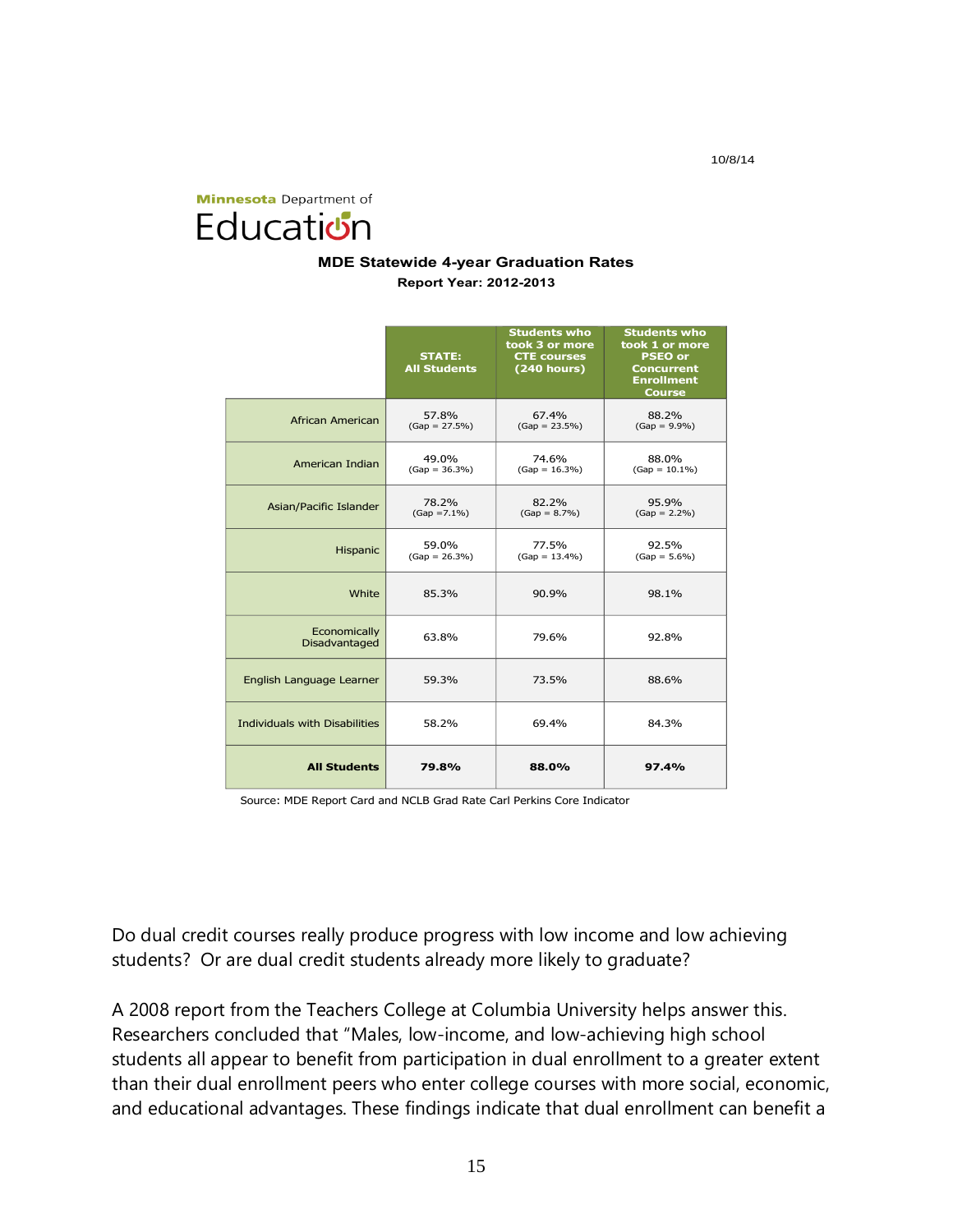10/8/14

Minnesota Department of Education

**MDE Statewide 4-year Graduation Rates**

**Report Year: 2012-2013**

| | STATE: All Students | Students who took 3 or more CTE courses (240 hours) | Students who took 1 or more PSEO or Concurrent Enrollment Course |
|---|---|---|---|
| African American | 57.8% (Gap = 27.5%) | 67.4% (Gap = 23.5%) | 88.2% (Gap = 9.9%) |
| American Indian | 49.0% (Gap = 36.3%) | 74.6% (Gap = 16.3%) | 88.0% (Gap = 10.1%) |
| Asian/Pacific Islander | 78.2% (Gap =7.1%) | 82.2% (Gap = 8.7%) | 95.9% (Gap = 2.2%) |
| Hispanic | 59.0% (Gap = 26.3%) | 77.5% (Gap = 13.4%) | 92.5% (Gap = 5.6%) |
| White | 85.3% | 90.9% | 98.1% |
| Economically Disadvantaged | 63.8% | 79.6% | 92.8% |
| English Language Learner | 59.3% | 73.5% | 88.6% |
| Individuals with Disabilities | 58.2% | 69.4% | 84.3% |
| **All Students** | **79.8%** | **88.0%** | **97.4%** |

Source: MDE Report Card and NCLB Grad Rate Carl Perkins Core Indicator

Do dual credit courses really produce progress with low income and low achieving students? Or are dual credit students already more likely to graduate?

A 2008 report from the Teachers College at Columbia University helps answer this. Researchers concluded that "Males, low-income, and low-achieving high school students all appear to benefit from participation in dual enrollment to a greater extent than their dual enrollment peers who enter college courses with more social, economic, and educational advantages. These findings indicate that dual enrollment can benefit a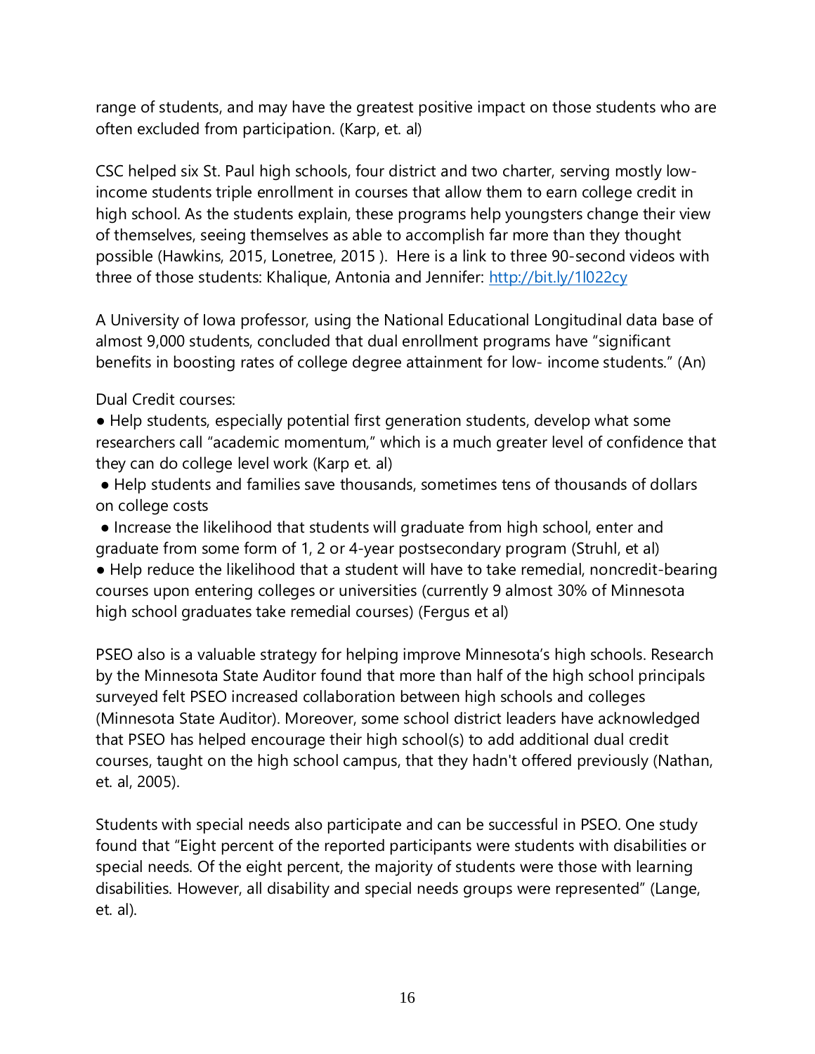range of students, and may have the greatest positive impact on those students who are often excluded from participation. (Karp, et. al)

CSC helped six St. Paul high schools, four district and two charter, serving mostly low-income students triple enrollment in courses that allow them to earn college credit in high school. As the students explain, these programs help youngsters change their view of themselves, seeing themselves as able to accomplish far more than they thought possible (Hawkins, 2015, Lonetree, 2015 ). Here is a link to three 90-second videos with three of those students: Khalique, Antonia and Jennifer: [http://bit.ly/1l022cy](http://bit.ly/1l022cy)

A University of Iowa professor, using the National Educational Longitudinal data base of almost 9,000 students, concluded that dual enrollment programs have "significant benefits in boosting rates of college degree attainment for low- income students." (An)

Dual Credit courses:

- Help students, especially potential first generation students, develop what some researchers call "academic momentum," which is a much greater level of confidence that they can do college level work (Karp et. al)
- Help students and families save thousands, sometimes tens of thousands of dollars on college costs
- Increase the likelihood that students will graduate from high school, enter and graduate from some form of 1, 2 or 4-year postsecondary program (Struhl, et al)
- Help reduce the likelihood that a student will have to take remedial, noncredit-bearing courses upon entering colleges or universities (currently 9 almost 30% of Minnesota high school graduates take remedial courses) (Fergus et al)

PSEO also is a valuable strategy for helping improve Minnesota's high schools. Research by the Minnesota State Auditor found that more than half of the high school principals surveyed felt PSEO increased collaboration between high schools and colleges (Minnesota State Auditor). Moreover, some school district leaders have acknowledged that PSEO has helped encourage their high school(s) to add additional dual credit courses, taught on the high school campus, that they hadn't offered previously (Nathan, et. al, 2005).

Students with special needs also participate and can be successful in PSEO. One study found that "Eight percent of the reported participants were students with disabilities or special needs. Of the eight percent, the majority of students were those with learning disabilities. However, all disability and special needs groups were represented" (Lange, et. al).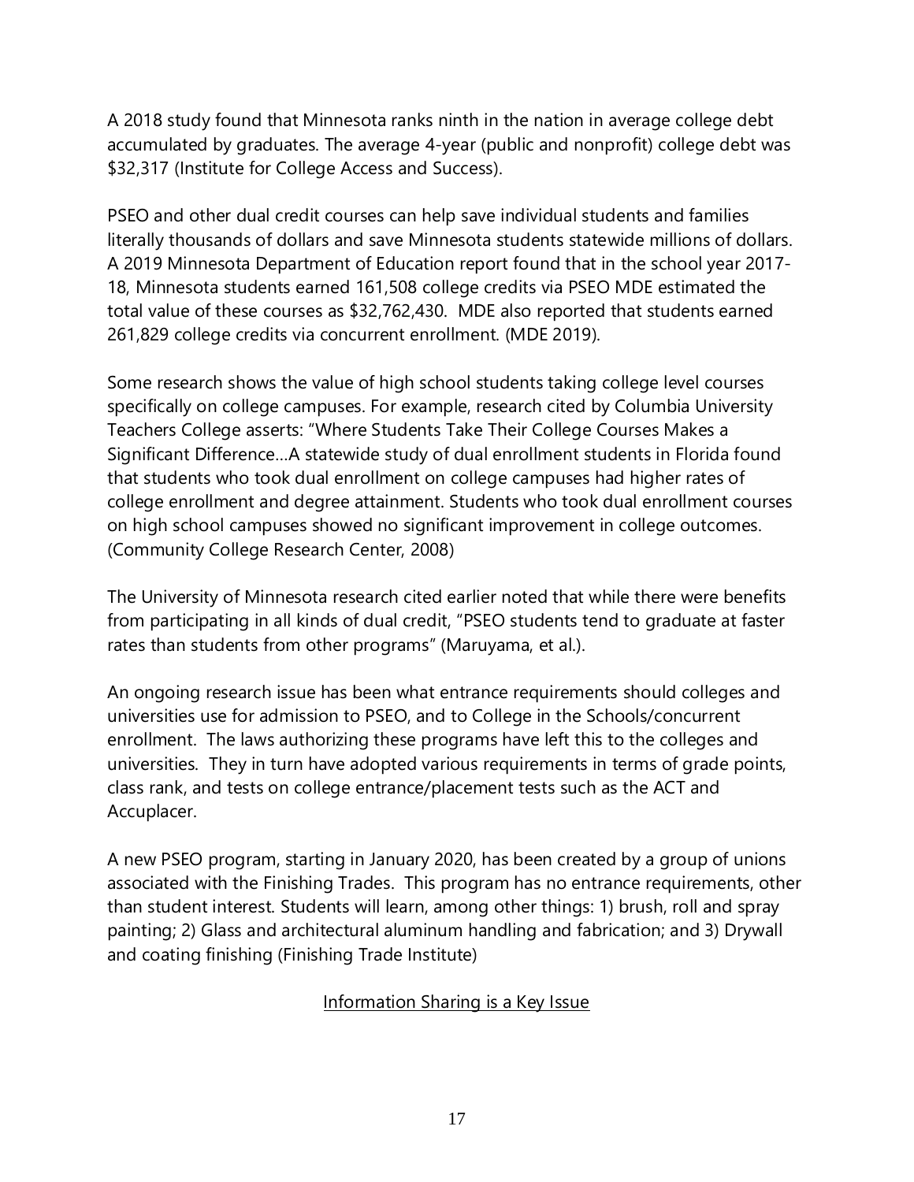A 2018 study found that Minnesota ranks ninth in the nation in average college debt accumulated by graduates. The average 4-year (public and nonprofit) college debt was $32,317 (Institute for College Access and Success).

PSEO and other dual credit courses can help save individual students and families literally thousands of dollars and save Minnesota students statewide millions of dollars. A 2019 Minnesota Department of Education report found that in the school year 2017-18, Minnesota students earned 161,508 college credits via PSEO MDE estimated the total value of these courses as $32,762,430. MDE also reported that students earned 261,829 college credits via concurrent enrollment. (MDE 2019).

Some research shows the value of high school students taking college level courses specifically on college campuses. For example, research cited by Columbia University Teachers College asserts: "Where Students Take Their College Courses Makes a Significant Difference…A statewide study of dual enrollment students in Florida found that students who took dual enrollment on college campuses had higher rates of college enrollment and degree attainment. Students who took dual enrollment courses on high school campuses showed no significant improvement in college outcomes. (Community College Research Center, 2008)

The University of Minnesota research cited earlier noted that while there were benefits from participating in all kinds of dual credit, "PSEO students tend to graduate at faster rates than students from other programs" (Maruyama, et al.).

An ongoing research issue has been what entrance requirements should colleges and universities use for admission to PSEO, and to College in the Schools/concurrent enrollment. The laws authorizing these programs have left this to the colleges and universities. They in turn have adopted various requirements in terms of grade points, class rank, and tests on college entrance/placement tests such as the ACT and Accuplacer.

A new PSEO program, starting in January 2020, has been created by a group of unions associated with the Finishing Trades. This program has no entrance requirements, other than student interest. Students will learn, among other things: 1) brush, roll and spray painting; 2) Glass and architectural aluminum handling and fabrication; and 3) Drywall and coating finishing (Finishing Trade Institute)

## Information Sharing is a Key Issue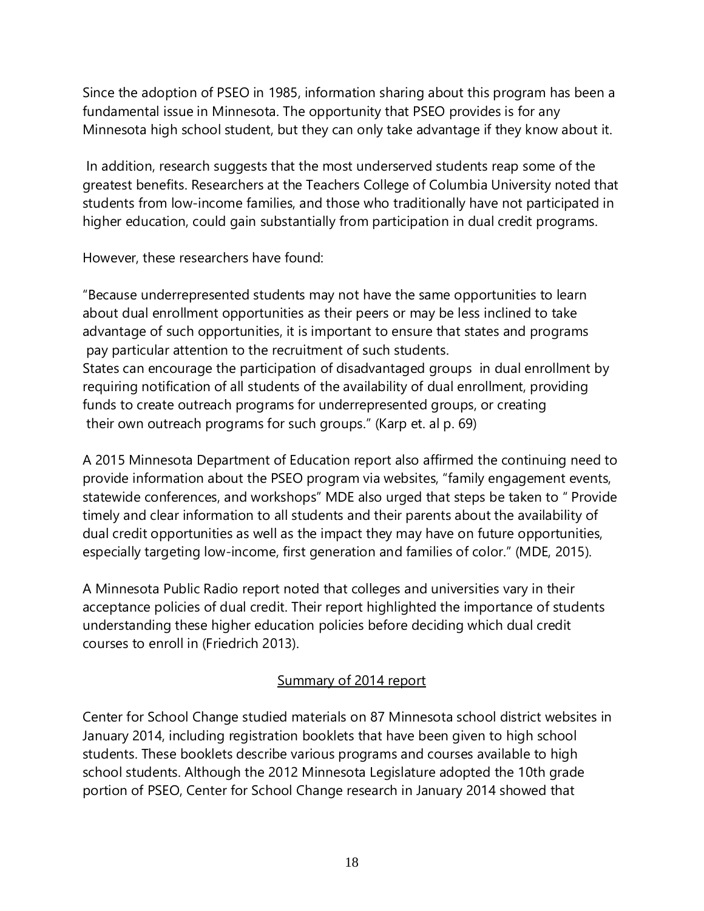Since the adoption of PSEO in 1985, information sharing about this program has been a fundamental issue in Minnesota. The opportunity that PSEO provides is for any Minnesota high school student, but they can only take advantage if they know about it.

In addition, research suggests that the most underserved students reap some of the greatest benefits. Researchers at the Teachers College of Columbia University noted that students from low-income families, and those who traditionally have not participated in higher education, could gain substantially from participation in dual credit programs.

However, these researchers have found:

"Because underrepresented students may not have the same opportunities to learn about dual enrollment opportunities as their peers or may be less inclined to take advantage of such opportunities, it is important to ensure that states and programs pay particular attention to the recruitment of such students.
States can encourage the participation of disadvantaged groups in dual enrollment by requiring notification of all students of the availability of dual enrollment, providing funds to create outreach programs for underrepresented groups, or creating their own outreach programs for such groups." (Karp et. al p. 69)

A 2015 Minnesota Department of Education report also affirmed the continuing need to provide information about the PSEO program via websites, "family engagement events, statewide conferences, and workshops" MDE also urged that steps be taken to " Provide timely and clear information to all students and their parents about the availability of dual credit opportunities as well as the impact they may have on future opportunities, especially targeting low-income, first generation and families of color." (MDE, 2015).

A Minnesota Public Radio report noted that colleges and universities vary in their acceptance policies of dual credit. Their report highlighted the importance of students understanding these higher education policies before deciding which dual credit courses to enroll in (Friedrich 2013).

## Summary of 2014 report

Center for School Change studied materials on 87 Minnesota school district websites in January 2014, including registration booklets that have been given to high school students. These booklets describe various programs and courses available to high school students. Although the 2012 Minnesota Legislature adopted the 10th grade portion of PSEO, Center for School Change research in January 2014 showed that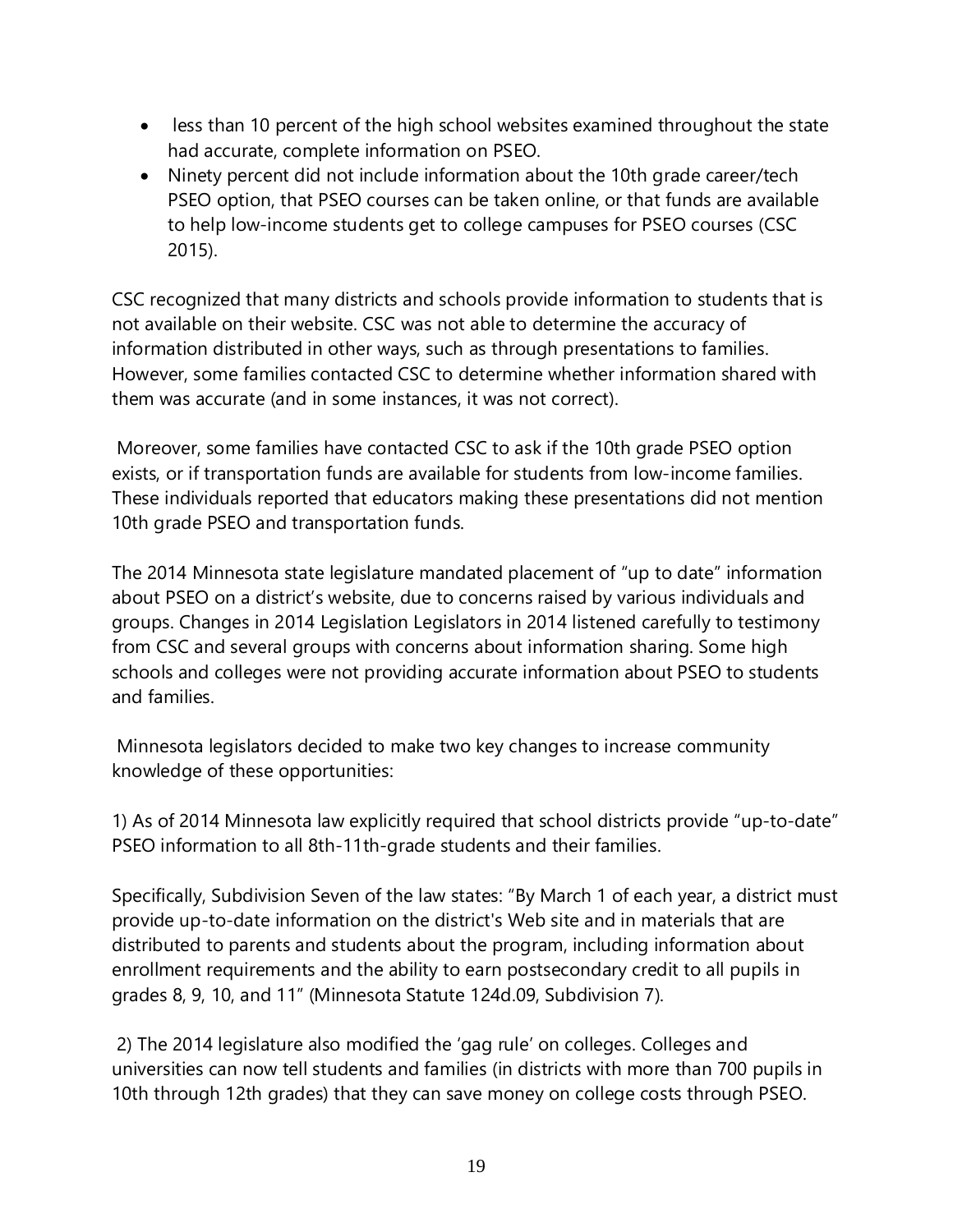- less than 10 percent of the high school websites examined throughout the state had accurate, complete information on PSEO.
- Ninety percent did not include information about the 10th grade career/tech PSEO option, that PSEO courses can be taken online, or that funds are available to help low-income students get to college campuses for PSEO courses (CSC 2015).

CSC recognized that many districts and schools provide information to students that is not available on their website. CSC was not able to determine the accuracy of information distributed in other ways, such as through presentations to families. However, some families contacted CSC to determine whether information shared with them was accurate (and in some instances, it was not correct).

Moreover, some families have contacted CSC to ask if the 10th grade PSEO option exists, or if transportation funds are available for students from low-income families. These individuals reported that educators making these presentations did not mention 10th grade PSEO and transportation funds.

The 2014 Minnesota state legislature mandated placement of "up to date" information about PSEO on a district's website, due to concerns raised by various individuals and groups. Changes in 2014 Legislation Legislators in 2014 listened carefully to testimony from CSC and several groups with concerns about information sharing. Some high schools and colleges were not providing accurate information about PSEO to students and families.

Minnesota legislators decided to make two key changes to increase community knowledge of these opportunities:

1) As of 2014 Minnesota law explicitly required that school districts provide "up-to-date" PSEO information to all 8th-11th-grade students and their families.

Specifically, Subdivision Seven of the law states: "By March 1 of each year, a district must provide up-to-date information on the district's Web site and in materials that are distributed to parents and students about the program, including information about enrollment requirements and the ability to earn postsecondary credit to all pupils in grades 8, 9, 10, and 11" (Minnesota Statute 124d.09, Subdivision 7).

2) The 2014 legislature also modified the 'gag rule' on colleges. Colleges and universities can now tell students and families (in districts with more than 700 pupils in 10th through 12th grades) that they can save money on college costs through PSEO.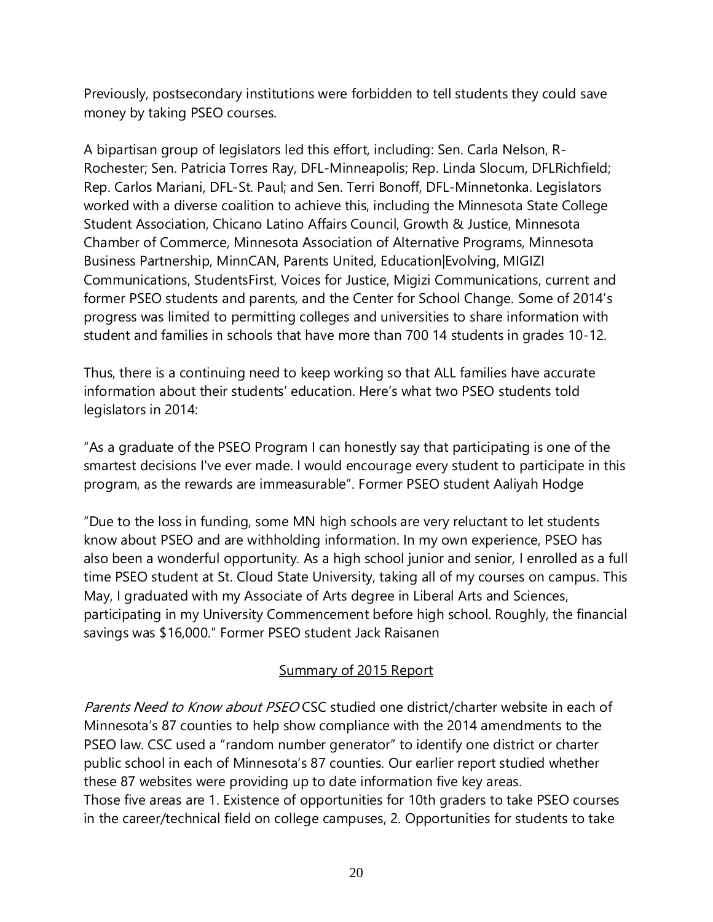Previously, postsecondary institutions were forbidden to tell students they could save money by taking PSEO courses.

A bipartisan group of legislators led this effort, including: Sen. Carla Nelson, R-Rochester; Sen. Patricia Torres Ray, DFL-Minneapolis; Rep. Linda Slocum, DFLRichfield; Rep. Carlos Mariani, DFL-St. Paul; and Sen. Terri Bonoff, DFL-Minnetonka. Legislators worked with a diverse coalition to achieve this, including the Minnesota State College Student Association, Chicano Latino Affairs Council, Growth & Justice, Minnesota Chamber of Commerce, Minnesota Association of Alternative Programs, Minnesota Business Partnership, MinnCAN, Parents United, Education|Evolving, MIGIZI Communications, StudentsFirst, Voices for Justice, Migizi Communications, current and former PSEO students and parents, and the Center for School Change. Some of 2014's progress was limited to permitting colleges and universities to share information with student and families in schools that have more than 700 14 students in grades 10-12.

Thus, there is a continuing need to keep working so that ALL families have accurate information about their students' education. Here's what two PSEO students told legislators in 2014:

"As a graduate of the PSEO Program I can honestly say that participating is one of the smartest decisions I've ever made. I would encourage every student to participate in this program, as the rewards are immeasurable". Former PSEO student Aaliyah Hodge

"Due to the loss in funding, some MN high schools are very reluctant to let students know about PSEO and are withholding information. In my own experience, PSEO has also been a wonderful opportunity. As a high school junior and senior, I enrolled as a full time PSEO student at St. Cloud State University, taking all of my courses on campus. This May, I graduated with my Associate of Arts degree in Liberal Arts and Sciences, participating in my University Commencement before high school. Roughly, the financial savings was $16,000." Former PSEO student Jack Raisanen

## Summary of 2015 Report

*Parents Need to Know about PSEO* CSC studied one district/charter website in each of Minnesota's 87 counties to help show compliance with the 2014 amendments to the PSEO law. CSC used a "random number generator" to identify one district or charter public school in each of Minnesota's 87 counties. Our earlier report studied whether these 87 websites were providing up to date information five key areas.
Those five areas are 1. Existence of opportunities for 10th graders to take PSEO courses in the career/technical field on college campuses, 2. Opportunities for students to take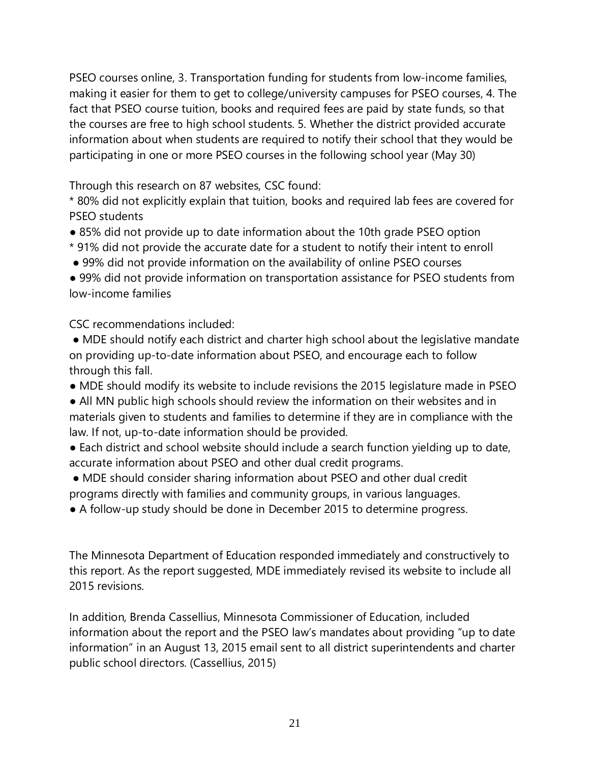PSEO courses online, 3. Transportation funding for students from low-income families, making it easier for them to get to college/university campuses for PSEO courses, 4. The fact that PSEO course tuition, books and required fees are paid by state funds, so that the courses are free to high school students. 5. Whether the district provided accurate information about when students are required to notify their school that they would be participating in one or more PSEO courses in the following school year (May 30)

Through this research on 87 websites, CSC found:

* 80% did not explicitly explain that tuition, books and required lab fees are covered for PSEO students
● 85% did not provide up to date information about the 10th grade PSEO option
* 91% did not provide the accurate date for a student to notify their intent to enroll
● 99% did not provide information on the availability of online PSEO courses
● 99% did not provide information on transportation assistance for PSEO students from low-income families

CSC recommendations included:

● MDE should notify each district and charter high school about the legislative mandate on providing up-to-date information about PSEO, and encourage each to follow through this fall.
● MDE should modify its website to include revisions the 2015 legislature made in PSEO
● All MN public high schools should review the information on their websites and in materials given to students and families to determine if they are in compliance with the law. If not, up-to-date information should be provided.
● Each district and school website should include a search function yielding up to date, accurate information about PSEO and other dual credit programs.
● MDE should consider sharing information about PSEO and other dual credit programs directly with families and community groups, in various languages.
● A follow-up study should be done in December 2015 to determine progress.

The Minnesota Department of Education responded immediately and constructively to this report. As the report suggested, MDE immediately revised its website to include all 2015 revisions.

In addition, Brenda Cassellius, Minnesota Commissioner of Education, included information about the report and the PSEO law's mandates about providing "up to date information" in an August 13, 2015 email sent to all district superintendents and charter public school directors. (Cassellius, 2015)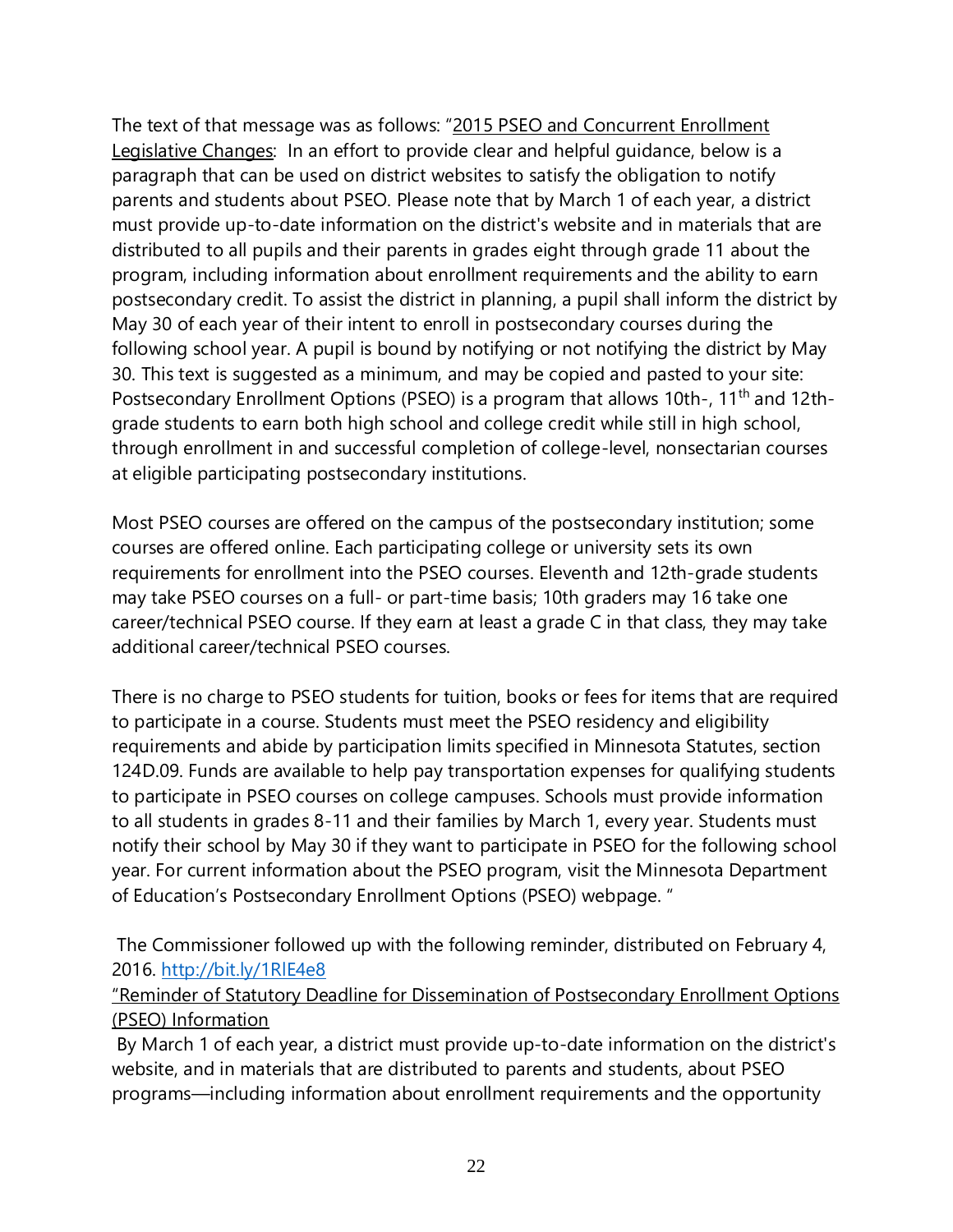The text of that message was as follows: "<u>2015 PSEO and Concurrent Enrollment Legislative Changes</u>: In an effort to provide clear and helpful guidance, below is a paragraph that can be used on district websites to satisfy the obligation to notify parents and students about PSEO. Please note that by March 1 of each year, a district must provide up-to-date information on the district's website and in materials that are distributed to all pupils and their parents in grades eight through grade 11 about the program, including information about enrollment requirements and the ability to earn postsecondary credit. To assist the district in planning, a pupil shall inform the district by May 30 of each year of their intent to enroll in postsecondary courses during the following school year. A pupil is bound by notifying or not notifying the district by May 30. This text is suggested as a minimum, and may be copied and pasted to your site: Postsecondary Enrollment Options (PSEO) is a program that allows 10th-, 11th and 12th-grade students to earn both high school and college credit while still in high school, through enrollment in and successful completion of college-level, nonsectarian courses at eligible participating postsecondary institutions.

Most PSEO courses are offered on the campus of the postsecondary institution; some courses are offered online. Each participating college or university sets its own requirements for enrollment into the PSEO courses. Eleventh and 12th-grade students may take PSEO courses on a full- or part-time basis; 10th graders may 16 take one career/technical PSEO course. If they earn at least a grade C in that class, they may take additional career/technical PSEO courses.

There is no charge to PSEO students for tuition, books or fees for items that are required to participate in a course. Students must meet the PSEO residency and eligibility requirements and abide by participation limits specified in Minnesota Statutes, section 124D.09. Funds are available to help pay transportation expenses for qualifying students to participate in PSEO courses on college campuses. Schools must provide information to all students in grades 8-11 and their families by March 1, every year. Students must notify their school by May 30 if they want to participate in PSEO for the following school year. For current information about the PSEO program, visit the Minnesota Department of Education's Postsecondary Enrollment Options (PSEO) webpage. "

The Commissioner followed up with the following reminder, distributed on February 4, 2016. http://bit.ly/1RlE4e8

<u>"Reminder of Statutory Deadline for Dissemination of Postsecondary Enrollment Options (PSEO) Information</u>

By March 1 of each year, a district must provide up-to-date information on the district's website, and in materials that are distributed to parents and students, about PSEO programs—including information about enrollment requirements and the opportunity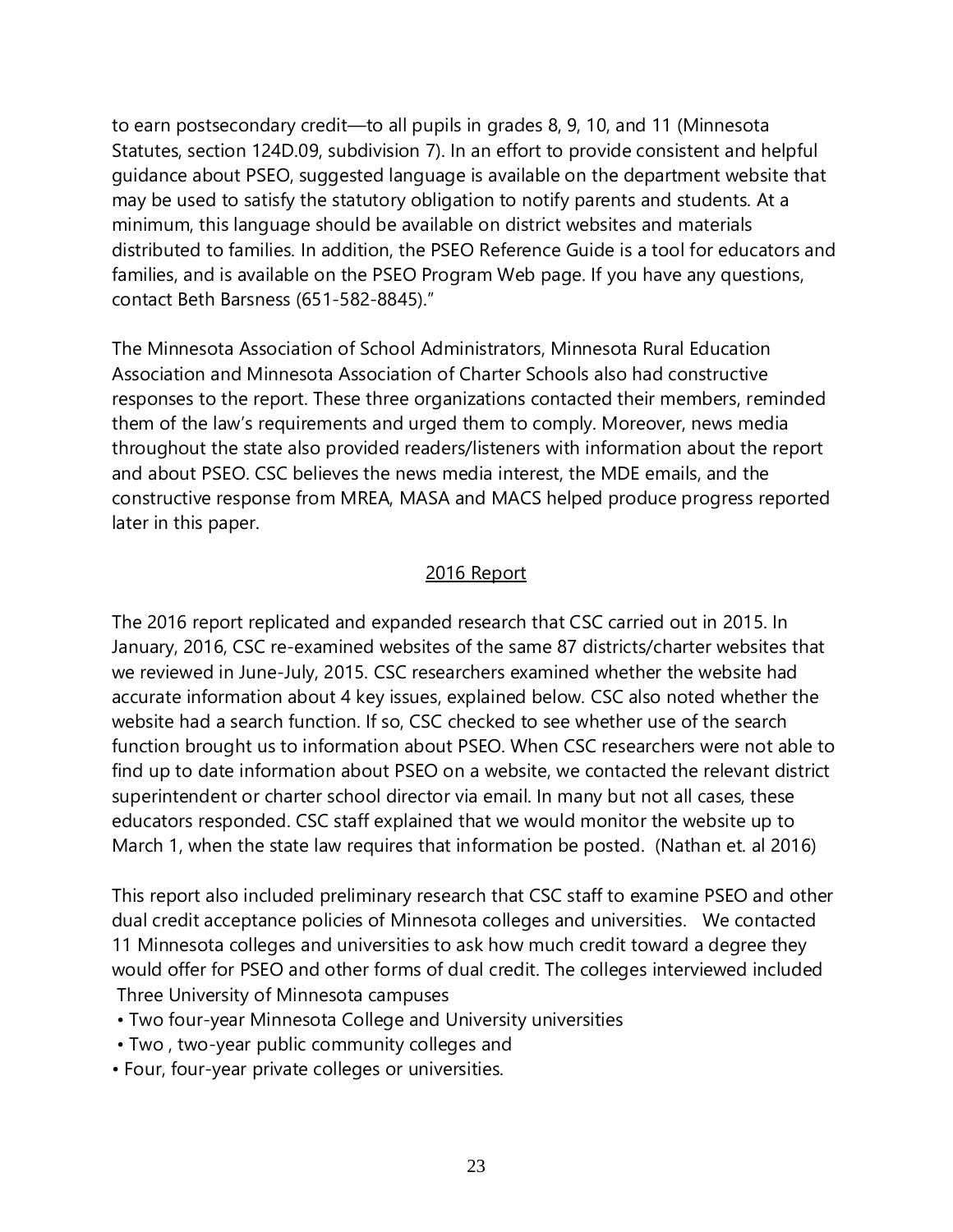to earn postsecondary credit—to all pupils in grades 8, 9, 10, and 11 (Minnesota Statutes, section 124D.09, subdivision 7). In an effort to provide consistent and helpful guidance about PSEO, suggested language is available on the department website that may be used to satisfy the statutory obligation to notify parents and students. At a minimum, this language should be available on district websites and materials distributed to families. In addition, the PSEO Reference Guide is a tool for educators and families, and is available on the PSEO Program Web page. If you have any questions, contact Beth Barsness (651-582-8845)."

The Minnesota Association of School Administrators, Minnesota Rural Education Association and Minnesota Association of Charter Schools also had constructive responses to the report. These three organizations contacted their members, reminded them of the law's requirements and urged them to comply. Moreover, news media throughout the state also provided readers/listeners with information about the report and about PSEO. CSC believes the news media interest, the MDE emails, and the constructive response from MREA, MASA and MACS helped produce progress reported later in this paper.

<u>2016 Report</u>

The 2016 report replicated and expanded research that CSC carried out in 2015. In January, 2016, CSC re-examined websites of the same 87 districts/charter websites that we reviewed in June-July, 2015. CSC researchers examined whether the website had accurate information about 4 key issues, explained below. CSC also noted whether the website had a search function. If so, CSC checked to see whether use of the search function brought us to information about PSEO. When CSC researchers were not able to find up to date information about PSEO on a website, we contacted the relevant district superintendent or charter school director via email. In many but not all cases, these educators responded. CSC staff explained that we would monitor the website up to March 1, when the state law requires that information be posted. (Nathan et. al 2016)

This report also included preliminary research that CSC staff to examine PSEO and other dual credit acceptance policies of Minnesota colleges and universities. We contacted 11 Minnesota colleges and universities to ask how much credit toward a degree they would offer for PSEO and other forms of dual credit. The colleges interviewed included

Three University of Minnesota campuses

- Two four-year Minnesota College and University universities
- Two , two-year public community colleges and
- Four, four-year private colleges or universities.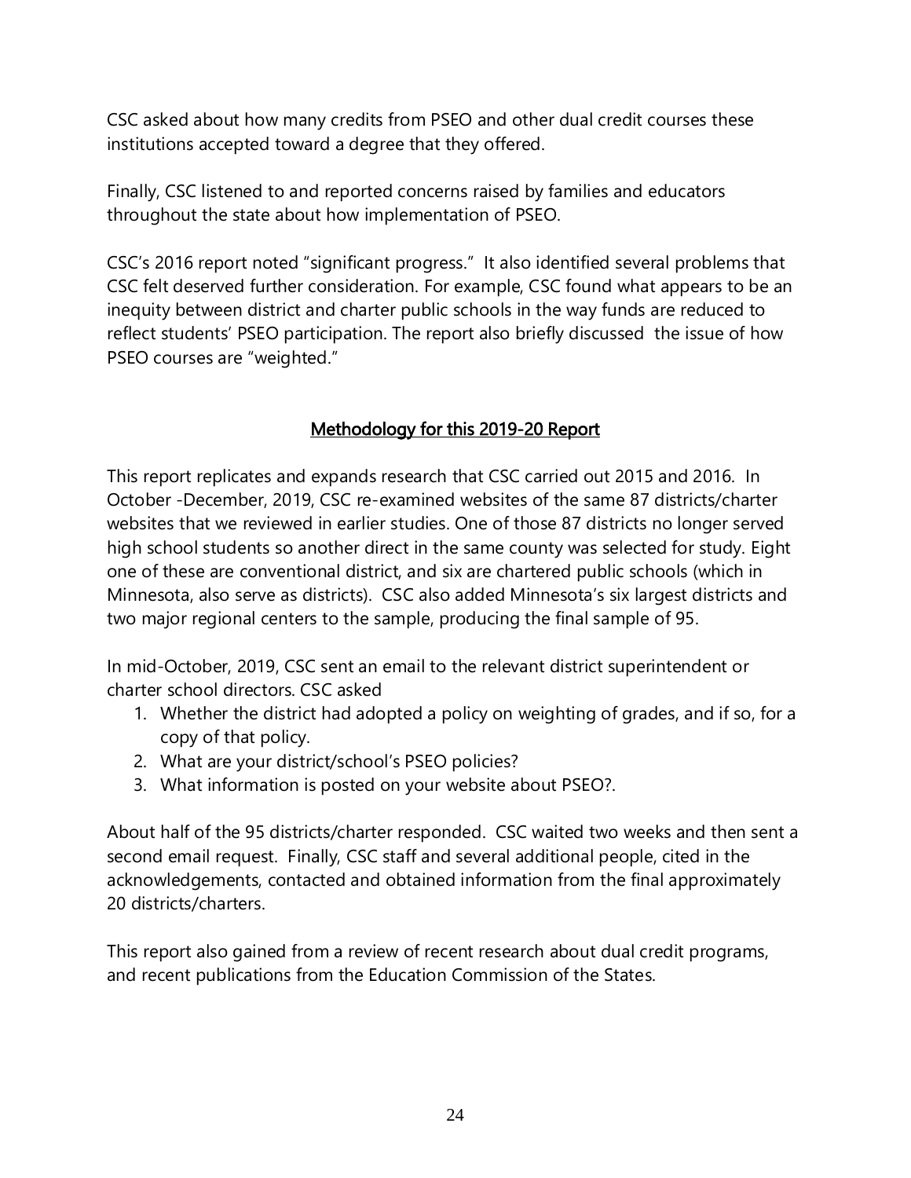CSC asked about how many credits from PSEO and other dual credit courses these institutions accepted toward a degree that they offered.

Finally, CSC listened to and reported concerns raised by families and educators throughout the state about how implementation of PSEO.

CSC's 2016 report noted "significant progress." It also identified several problems that CSC felt deserved further consideration. For example, CSC found what appears to be an inequity between district and charter public schools in the way funds are reduced to reflect students' PSEO participation. The report also briefly discussed the issue of how PSEO courses are "weighted."

## Methodology for this 2019-20 Report

This report replicates and expands research that CSC carried out 2015 and 2016. In October -December, 2019, CSC re-examined websites of the same 87 districts/charter websites that we reviewed in earlier studies. One of those 87 districts no longer served high school students so another direct in the same county was selected for study. Eight one of these are conventional district, and six are chartered public schools (which in Minnesota, also serve as districts). CSC also added Minnesota's six largest districts and two major regional centers to the sample, producing the final sample of 95.

In mid-October, 2019, CSC sent an email to the relevant district superintendent or charter school directors. CSC asked

1. Whether the district had adopted a policy on weighting of grades, and if so, for a copy of that policy.
2. What are your district/school's PSEO policies?
3. What information is posted on your website about PSEO?.

About half of the 95 districts/charter responded. CSC waited two weeks and then sent a second email request. Finally, CSC staff and several additional people, cited in the acknowledgements, contacted and obtained information from the final approximately 20 districts/charters.

This report also gained from a review of recent research about dual credit programs, and recent publications from the Education Commission of the States.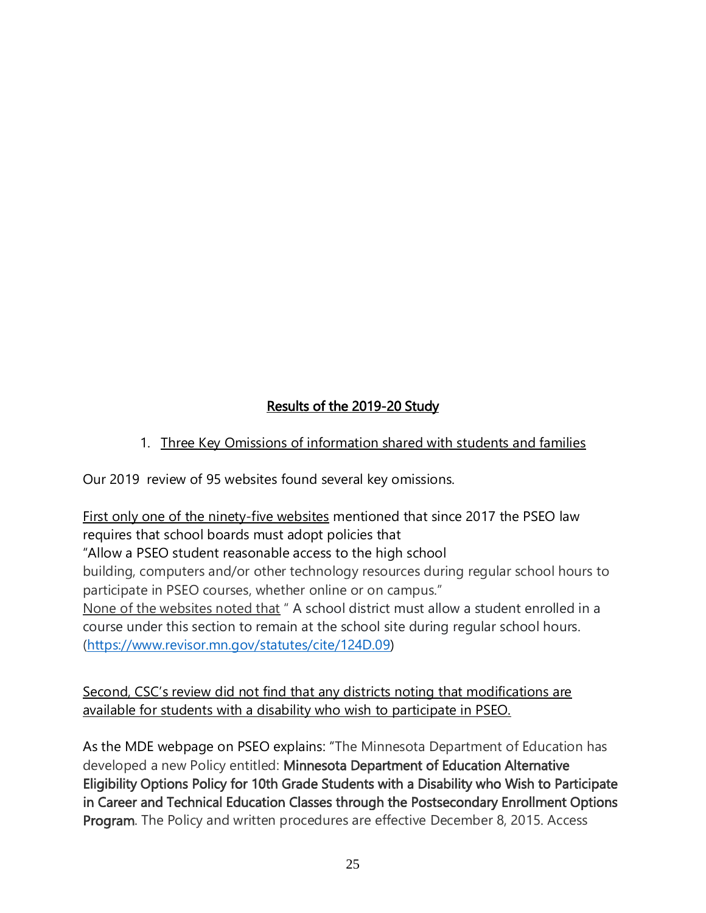## <u>Results of the 2019-20 Study</u>

1. <u>Three Key Omissions of information shared with students and families</u>

Our 2019 review of 95 websites found several key omissions.

<u>First only one of the ninety-five websites</u> mentioned that since 2017 the PSEO law requires that school boards must adopt policies that
"Allow a PSEO student reasonable access to the high school building, computers and/or other technology resources during regular school hours to participate in PSEO courses, whether online or on campus."
<u>None of the websites noted that</u> " A school district must allow a student enrolled in a course under this section to remain at the school site during regular school hours. (https://www.revisor.mn.gov/statutes/cite/124D.09)

<u>Second, CSC's review did not find that any districts noting that modifications are available for students with a disability who wish to participate in PSEO.</u>

As the MDE webpage on PSEO explains: "The Minnesota Department of Education has developed a new Policy entitled: **Minnesota Department of Education Alternative Eligibility Options Policy for 10th Grade Students with a Disability who Wish to Participate in Career and Technical Education Classes through the Postsecondary Enrollment Options Program**. The Policy and written procedures are effective December 8, 2015. Access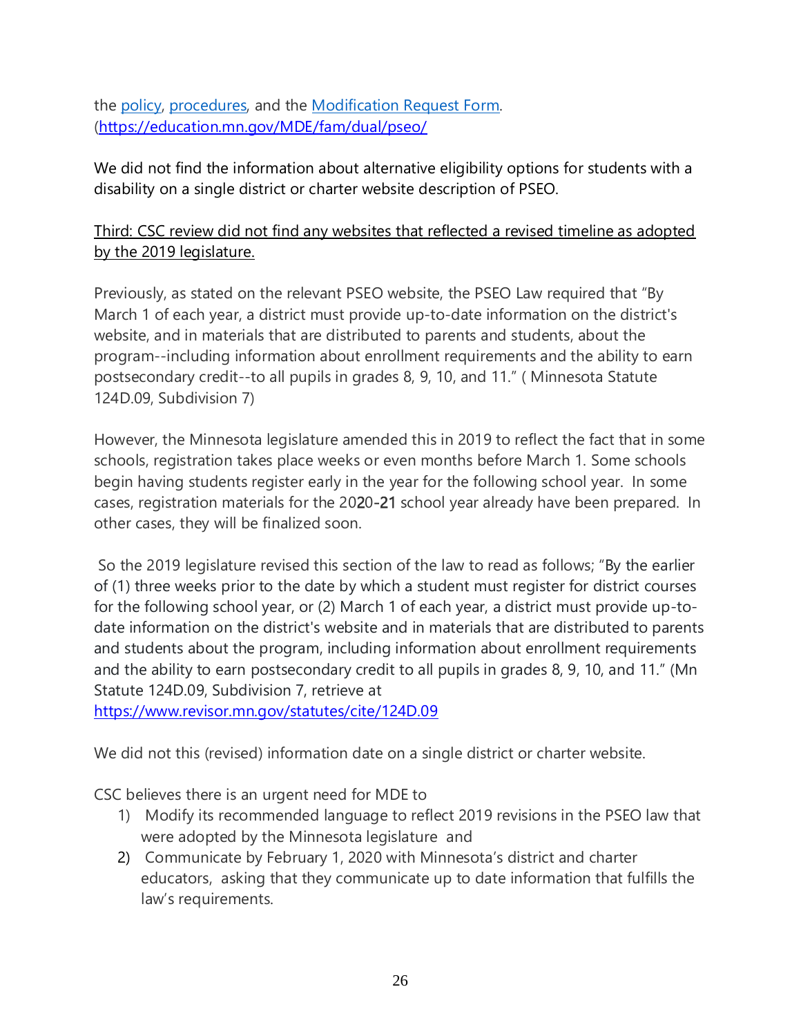the [policy](https://education.mn.gov/MDE/fam/dual/pseo/), [procedures](https://education.mn.gov/MDE/fam/dual/pseo/), and the [Modification Request Form](https://education.mn.gov/MDE/fam/dual/pseo/). ([https://education.mn.gov/MDE/fam/dual/pseo/](https://education.mn.gov/MDE/fam/dual/pseo/)

We did not find the information about alternative eligibility options for students with a disability on a single district or charter website description of PSEO.

<u>Third: CSC review did not find any websites that reflected a revised timeline as adopted by the 2019 legislature.</u>

Previously, as stated on the relevant PSEO website, the PSEO Law required that "By March 1 of each year, a district must provide up-to-date information on the district's website, and in materials that are distributed to parents and students, about the program--including information about enrollment requirements and the ability to earn postsecondary credit--to all pupils in grades 8, 9, 10, and 11." ( Minnesota Statute 124D.09, Subdivision 7)

However, the Minnesota legislature amended this in 2019 to reflect the fact that in some schools, registration takes place weeks or even months before March 1. Some schools begin having students register early in the year for the following school year. In some cases, registration materials for the 2020-21 school year already have been prepared. In other cases, they will be finalized soon.

So the 2019 legislature revised this section of the law to read as follows; "By the earlier of (1) three weeks prior to the date by which a student must register for district courses for the following school year, or (2) March 1 of each year, a district must provide up-to-date information on the district's website and in materials that are distributed to parents and students about the program, including information about enrollment requirements and the ability to earn postsecondary credit to all pupils in grades 8, 9, 10, and 11." (Mn Statute 124D.09, Subdivision 7, retrieve at [https://www.revisor.mn.gov/statutes/cite/124D.09](https://www.revisor.mn.gov/statutes/cite/124D.09)

We did not this (revised) information date on a single district or charter website.

CSC believes there is an urgent need for MDE to

1) Modify its recommended language to reflect 2019 revisions in the PSEO law that were adopted by the Minnesota legislature and
2) Communicate by February 1, 2020 with Minnesota's district and charter educators, asking that they communicate up to date information that fulfills the law's requirements.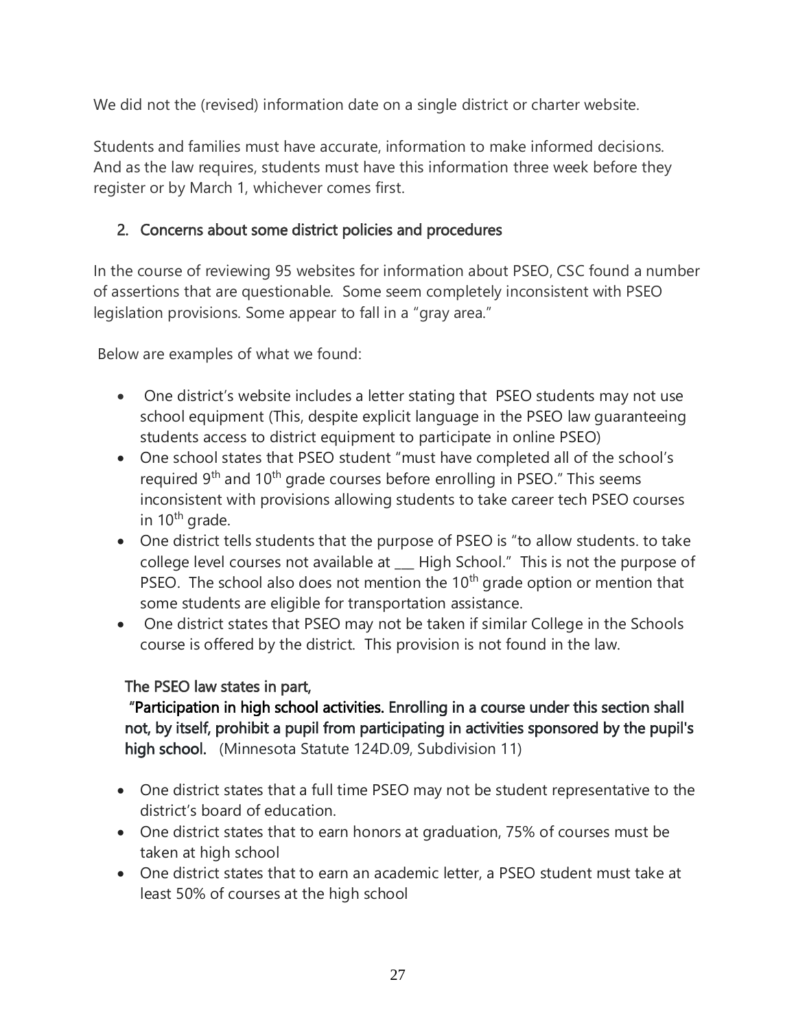We did not the (revised) information date on a single district or charter website.

Students and families must have accurate, information to make informed decisions. And as the law requires, students must have this information three week before they register or by March 1, whichever comes first.

2. Concerns about some district policies and procedures

In the course of reviewing 95 websites for information about PSEO, CSC found a number of assertions that are questionable. Some seem completely inconsistent with PSEO legislation provisions. Some appear to fall in a "gray area."

Below are examples of what we found:

- One district's website includes a letter stating that PSEO students may not use school equipment (This, despite explicit language in the PSEO law guaranteeing students access to district equipment to participate in online PSEO)
- One school states that PSEO student "must have completed all of the school's required 9th and 10th grade courses before enrolling in PSEO." This seems inconsistent with provisions allowing students to take career tech PSEO courses in 10th grade.
- One district tells students that the purpose of PSEO is "to allow students. to take college level courses not available at ___ High School." This is not the purpose of PSEO. The school also does not mention the 10th grade option or mention that some students are eligible for transportation assistance.
- One district states that PSEO may not be taken if similar College in the Schools course is offered by the district. This provision is not found in the law.

The PSEO law states in part,
"Participation in high school activities. Enrolling in a course under this section shall not, by itself, prohibit a pupil from participating in activities sponsored by the pupil's high school. (Minnesota Statute 124D.09, Subdivision 11)

- One district states that a full time PSEO may not be student representative to the district's board of education.
- One district states that to earn honors at graduation, 75% of courses must be taken at high school
- One district states that to earn an academic letter, a PSEO student must take at least 50% of courses at the high school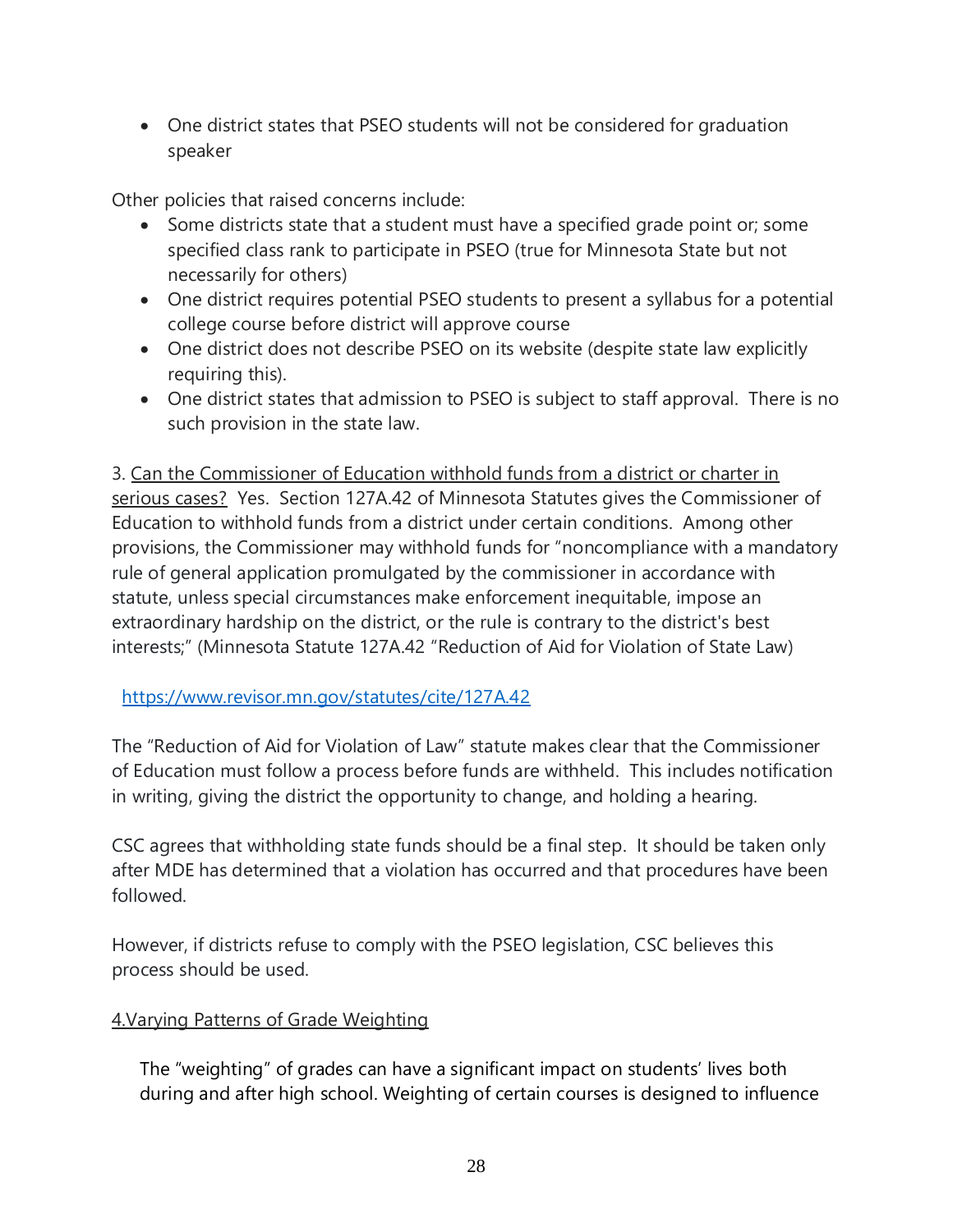- One district states that PSEO students will not be considered for graduation speaker

Other policies that raised concerns include:

- Some districts state that a student must have a specified grade point or; some specified class rank to participate in PSEO (true for Minnesota State but not necessarily for others)
- One district requires potential PSEO students to present a syllabus for a potential college course before district will approve course
- One district does not describe PSEO on its website (despite state law explicitly requiring this).
- One district states that admission to PSEO is subject to staff approval. There is no such provision in the state law.

3. <u>Can the Commissioner of Education withhold funds from a district or charter in serious cases?</u> Yes. Section 127A.42 of Minnesota Statutes gives the Commissioner of Education to withhold funds from a district under certain conditions. Among other provisions, the Commissioner may withhold funds for "noncompliance with a mandatory rule of general application promulgated by the commissioner in accordance with statute, unless special circumstances make enforcement inequitable, impose an extraordinary hardship on the district, or the rule is contrary to the district's best interests;" (Minnesota Statute 127A.42 "Reduction of Aid for Violation of State Law)

https://www.revisor.mn.gov/statutes/cite/127A.42

The "Reduction of Aid for Violation of Law" statute makes clear that the Commissioner of Education must follow a process before funds are withheld. This includes notification in writing, giving the district the opportunity to change, and holding a hearing.

CSC agrees that withholding state funds should be a final step. It should be taken only after MDE has determined that a violation has occurred and that procedures have been followed.

However, if districts refuse to comply with the PSEO legislation, CSC believes this process should be used.

<u>4.Varying Patterns of Grade Weighting</u>

The "weighting" of grades can have a significant impact on students' lives both during and after high school. Weighting of certain courses is designed to influence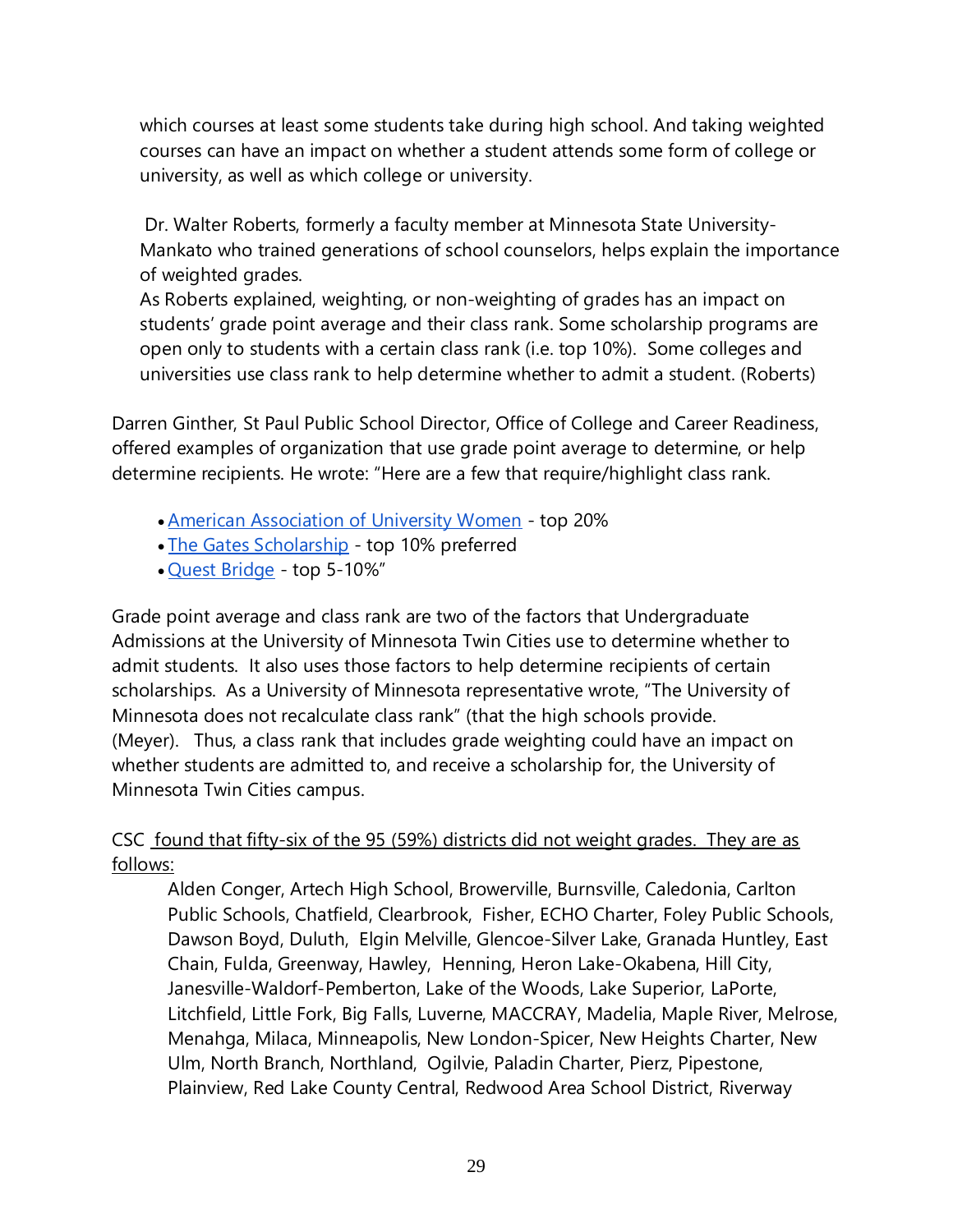which courses at least some students take during high school. And taking weighted courses can have an impact on whether a student attends some form of college or university, as well as which college or university.

Dr. Walter Roberts, formerly a faculty member at Minnesota State University-Mankato who trained generations of school counselors, helps explain the importance of weighted grades.

As Roberts explained, weighting, or non-weighting of grades has an impact on students' grade point average and their class rank. Some scholarship programs are open only to students with a certain class rank (i.e. top 10%). Some colleges and universities use class rank to help determine whether to admit a student. (Roberts)

Darren Ginther, St Paul Public School Director, Office of College and Career Readiness, offered examples of organization that use grade point average to determine, or help determine recipients. He wrote: "Here are a few that require/highlight class rank.

- American Association of University Women - top 20%
- The Gates Scholarship - top 10% preferred
- Quest Bridge - top 5-10%"

Grade point average and class rank are two of the factors that Undergraduate Admissions at the University of Minnesota Twin Cities use to determine whether to admit students. It also uses those factors to help determine recipients of certain scholarships. As a University of Minnesota representative wrote, "The University of Minnesota does not recalculate class rank" (that the high schools provide. (Meyer). Thus, a class rank that includes grade weighting could have an impact on whether students are admitted to, and receive a scholarship for, the University of Minnesota Twin Cities campus.

CSC found that fifty-six of the 95 (59%) districts did not weight grades. They are as follows:

Alden Conger, Artech High School, Browerville, Burnsville, Caledonia, Carlton Public Schools, Chatfield, Clearbrook, Fisher, ECHO Charter, Foley Public Schools, Dawson Boyd, Duluth, Elgin Melville, Glencoe-Silver Lake, Granada Huntley, East Chain, Fulda, Greenway, Hawley, Henning, Heron Lake-Okabena, Hill City, Janesville-Waldorf-Pemberton, Lake of the Woods, Lake Superior, LaPorte, Litchfield, Little Fork, Big Falls, Luverne, MACCRAY, Madelia, Maple River, Melrose, Menahga, Milaca, Minneapolis, New London-Spicer, New Heights Charter, New Ulm, North Branch, Northland, Ogilvie, Paladin Charter, Pierz, Pipestone, Plainview, Red Lake County Central, Redwood Area School District, Riverway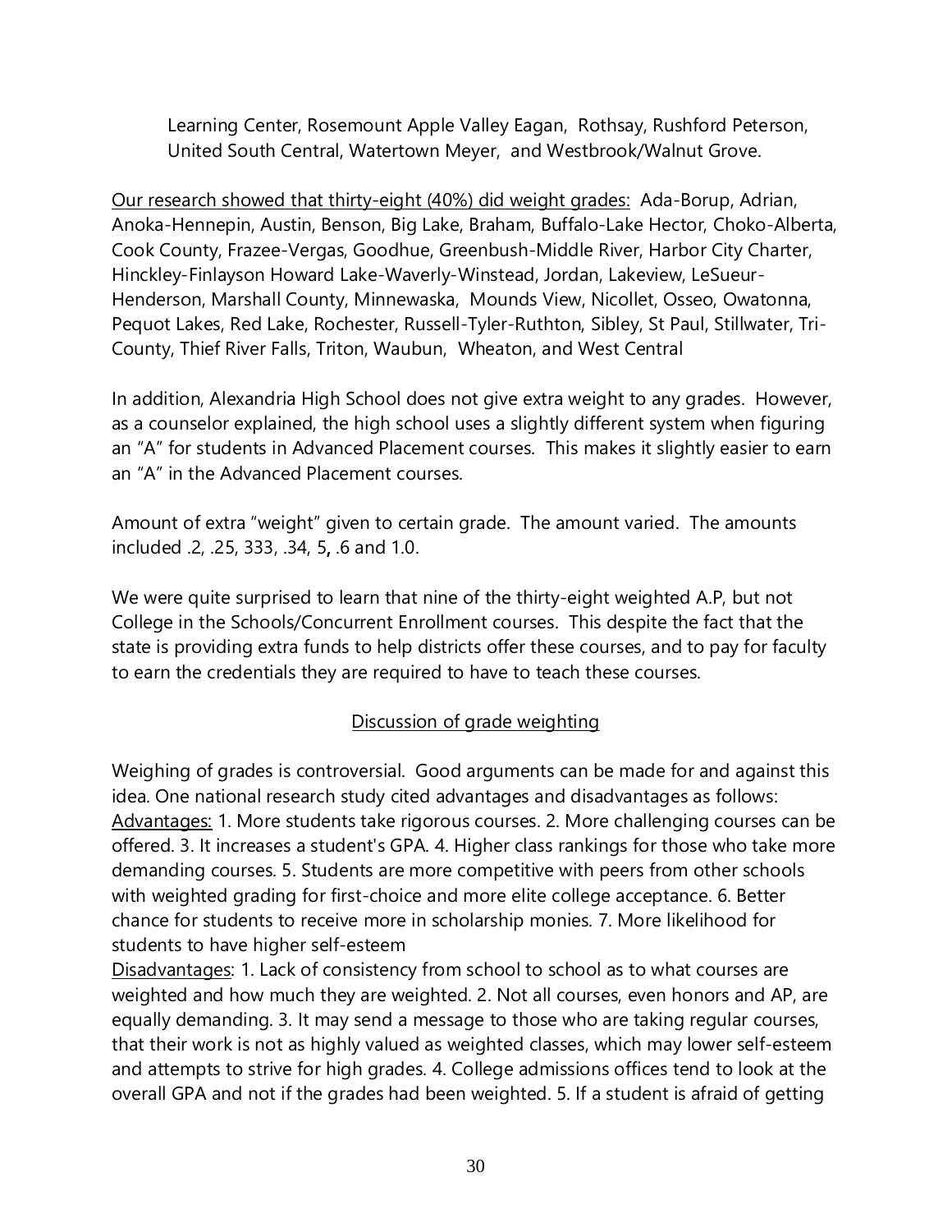Learning Center, Rosemount Apple Valley Eagan, Rothsay, Rushford Peterson, United South Central, Watertown Meyer, and Westbrook/Walnut Grove.

<u>Our research showed that thirty-eight (40%) did weight grades:</u> Ada-Borup, Adrian, Anoka-Hennepin, Austin, Benson, Big Lake, Braham, Buffalo-Lake Hector, Choko-Alberta, Cook County, Frazee-Vergas, Goodhue, Greenbush-Middle River, Harbor City Charter, Hinckley-Finlayson Howard Lake-Waverly-Winstead, Jordan, Lakeview, LeSueur-Henderson, Marshall County, Minnewaska, Mounds View, Nicollet, Osseo, Owatonna, Pequot Lakes, Red Lake, Rochester, Russell-Tyler-Ruthton, Sibley, St Paul, Stillwater, Tri-County, Thief River Falls, Triton, Waubun, Wheaton, and West Central

In addition, Alexandria High School does not give extra weight to any grades. However, as a counselor explained, the high school uses a slightly different system when figuring an "A" for students in Advanced Placement courses. This makes it slightly easier to earn an "A" in the Advanced Placement courses.

Amount of extra "weight" given to certain grade. The amount varied. The amounts included .2, .25, 333, .34, 5**,** .6 and 1.0.

We were quite surprised to learn that nine of the thirty-eight weighted A.P, but not College in the Schools/Concurrent Enrollment courses. This despite the fact that the state is providing extra funds to help districts offer these courses, and to pay for faculty to earn the credentials they are required to have to teach these courses.

## <u>Discussion of grade weighting</u>

Weighing of grades is controversial. Good arguments can be made for and against this idea. One national research study cited advantages and disadvantages as follows:
<u>Advantages:</u> 1. More students take rigorous courses. 2. More challenging courses can be offered. 3. It increases a student's GPA. 4. Higher class rankings for those who take more demanding courses. 5. Students are more competitive with peers from other schools with weighted grading for first-choice and more elite college acceptance. 6. Better chance for students to receive more in scholarship monies. 7. More likelihood for students to have higher self-esteem
<u>Disadvantages</u>: 1. Lack of consistency from school to school as to what courses are weighted and how much they are weighted. 2. Not all courses, even honors and AP, are equally demanding. 3. It may send a message to those who are taking regular courses, that their work is not as highly valued as weighted classes, which may lower self-esteem and attempts to strive for high grades. 4. College admissions offices tend to look at the overall GPA and not if the grades had been weighted. 5. If a student is afraid of getting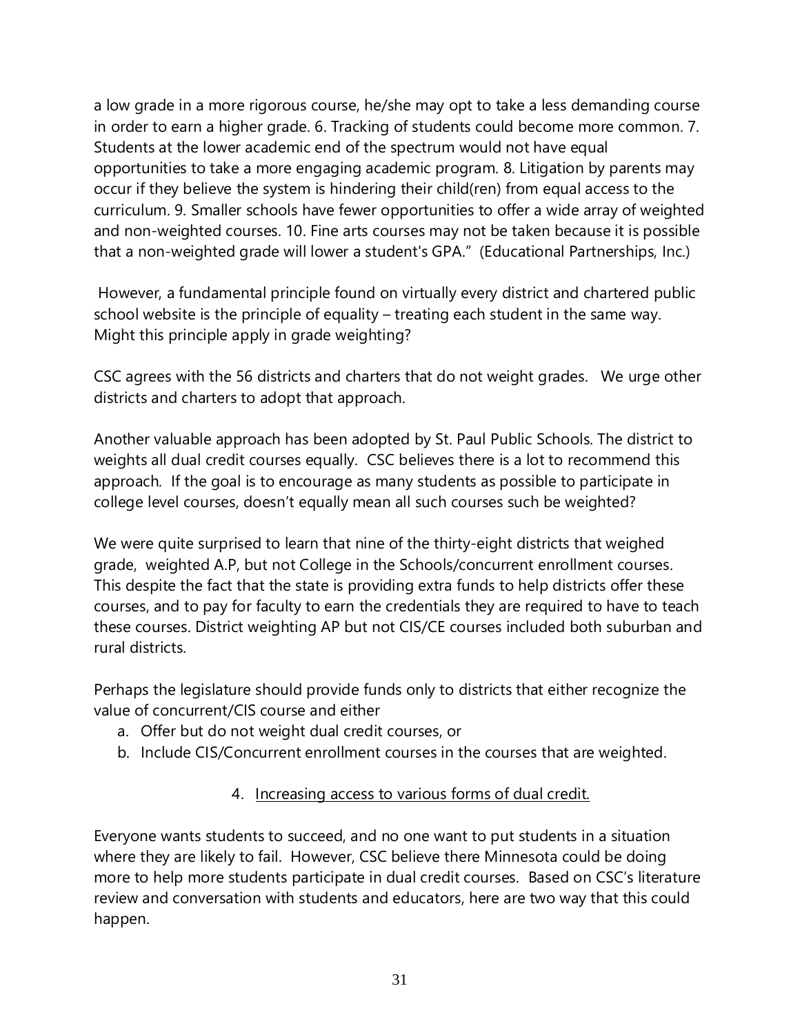a low grade in a more rigorous course, he/she may opt to take a less demanding course in order to earn a higher grade. 6. Tracking of students could become more common. 7. Students at the lower academic end of the spectrum would not have equal opportunities to take a more engaging academic program. 8. Litigation by parents may occur if they believe the system is hindering their child(ren) from equal access to the curriculum. 9. Smaller schools have fewer opportunities to offer a wide array of weighted and non-weighted courses. 10. Fine arts courses may not be taken because it is possible that a non-weighted grade will lower a student's GPA." (Educational Partnerships, Inc.)

However, a fundamental principle found on virtually every district and chartered public school website is the principle of equality – treating each student in the same way. Might this principle apply in grade weighting?

CSC agrees with the 56 districts and charters that do not weight grades. We urge other districts and charters to adopt that approach.

Another valuable approach has been adopted by St. Paul Public Schools. The district to weights all dual credit courses equally. CSC believes there is a lot to recommend this approach. If the goal is to encourage as many students as possible to participate in college level courses, doesn't equally mean all such courses such be weighted?

We were quite surprised to learn that nine of the thirty-eight districts that weighed grade, weighted A.P, but not College in the Schools/concurrent enrollment courses. This despite the fact that the state is providing extra funds to help districts offer these courses, and to pay for faculty to earn the credentials they are required to have to teach these courses. District weighting AP but not CIS/CE courses included both suburban and rural districts.

Perhaps the legislature should provide funds only to districts that either recognize the value of concurrent/CIS course and either

a. Offer but do not weight dual credit courses, or
b. Include CIS/Concurrent enrollment courses in the courses that are weighted.

4. <u>Increasing access to various forms of dual credit.</u>

Everyone wants students to succeed, and no one want to put students in a situation where they are likely to fail. However, CSC believe there Minnesota could be doing more to help more students participate in dual credit courses. Based on CSC's literature review and conversation with students and educators, here are two way that this could happen.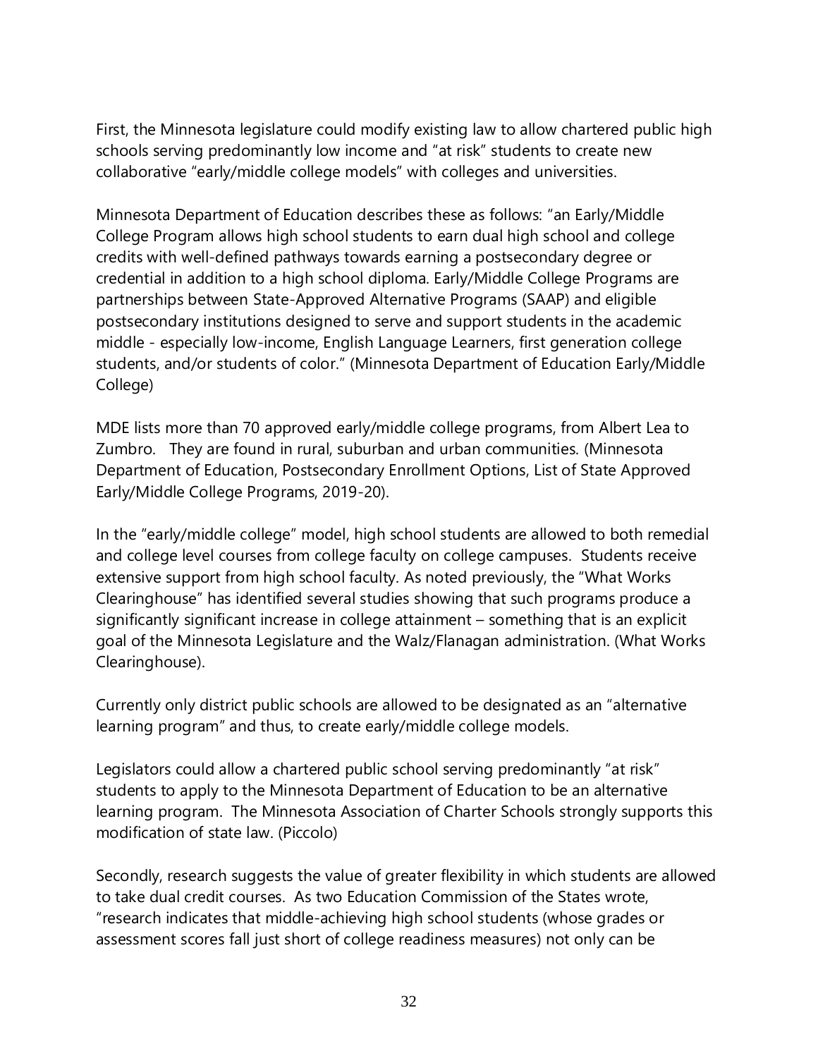First, the Minnesota legislature could modify existing law to allow chartered public high schools serving predominantly low income and "at risk" students to create new collaborative "early/middle college models" with colleges and universities.

Minnesota Department of Education describes these as follows: "an Early/Middle College Program allows high school students to earn dual high school and college credits with well-defined pathways towards earning a postsecondary degree or credential in addition to a high school diploma. Early/Middle College Programs are partnerships between State-Approved Alternative Programs (SAAP) and eligible postsecondary institutions designed to serve and support students in the academic middle - especially low-income, English Language Learners, first generation college students, and/or students of color." (Minnesota Department of Education Early/Middle College)

MDE lists more than 70 approved early/middle college programs, from Albert Lea to Zumbro. They are found in rural, suburban and urban communities. (Minnesota Department of Education, Postsecondary Enrollment Options, List of State Approved Early/Middle College Programs, 2019-20).

In the "early/middle college" model, high school students are allowed to both remedial and college level courses from college faculty on college campuses. Students receive extensive support from high school faculty. As noted previously, the "What Works Clearinghouse" has identified several studies showing that such programs produce a significantly significant increase in college attainment – something that is an explicit goal of the Minnesota Legislature and the Walz/Flanagan administration. (What Works Clearinghouse).

Currently only district public schools are allowed to be designated as an "alternative learning program" and thus, to create early/middle college models.

Legislators could allow a chartered public school serving predominantly "at risk" students to apply to the Minnesota Department of Education to be an alternative learning program. The Minnesota Association of Charter Schools strongly supports this modification of state law. (Piccolo)

Secondly, research suggests the value of greater flexibility in which students are allowed to take dual credit courses. As two Education Commission of the States wrote, "research indicates that middle-achieving high school students (whose grades or assessment scores fall just short of college readiness measures) not only can be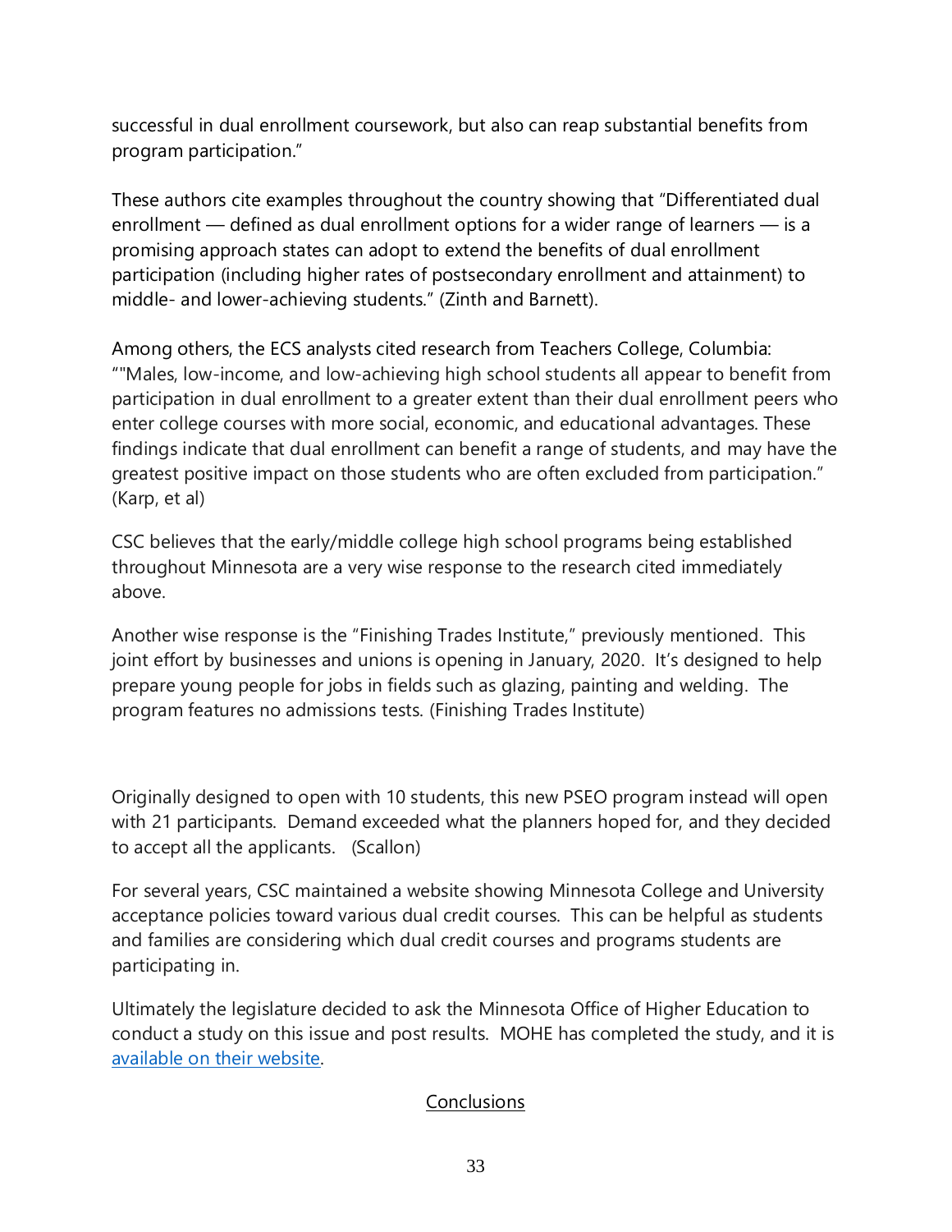successful in dual enrollment coursework, but also can reap substantial benefits from program participation."

These authors cite examples throughout the country showing that "Differentiated dual enrollment — defined as dual enrollment options for a wider range of learners — is a promising approach states can adopt to extend the benefits of dual enrollment participation (including higher rates of postsecondary enrollment and attainment) to middle- and lower-achieving students." (Zinth and Barnett).

Among others, the ECS analysts cited research from Teachers College, Columbia: ""Males, low-income, and low-achieving high school students all appear to benefit from participation in dual enrollment to a greater extent than their dual enrollment peers who enter college courses with more social, economic, and educational advantages. These findings indicate that dual enrollment can benefit a range of students, and may have the greatest positive impact on those students who are often excluded from participation." (Karp, et al)

CSC believes that the early/middle college high school programs being established throughout Minnesota are a very wise response to the research cited immediately above.

Another wise response is the "Finishing Trades Institute," previously mentioned. This joint effort by businesses and unions is opening in January, 2020. It's designed to help prepare young people for jobs in fields such as glazing, painting and welding. The program features no admissions tests. (Finishing Trades Institute)

Originally designed to open with 10 students, this new PSEO program instead will open with 21 participants. Demand exceeded what the planners hoped for, and they decided to accept all the applicants. (Scallon)

For several years, CSC maintained a website showing Minnesota College and University acceptance policies toward various dual credit courses. This can be helpful as students and families are considering which dual credit courses and programs students are participating in.

Ultimately the legislature decided to ask the Minnesota Office of Higher Education to conduct a study on this issue and post results. MOHE has completed the study, and it is available on their website.

## Conclusions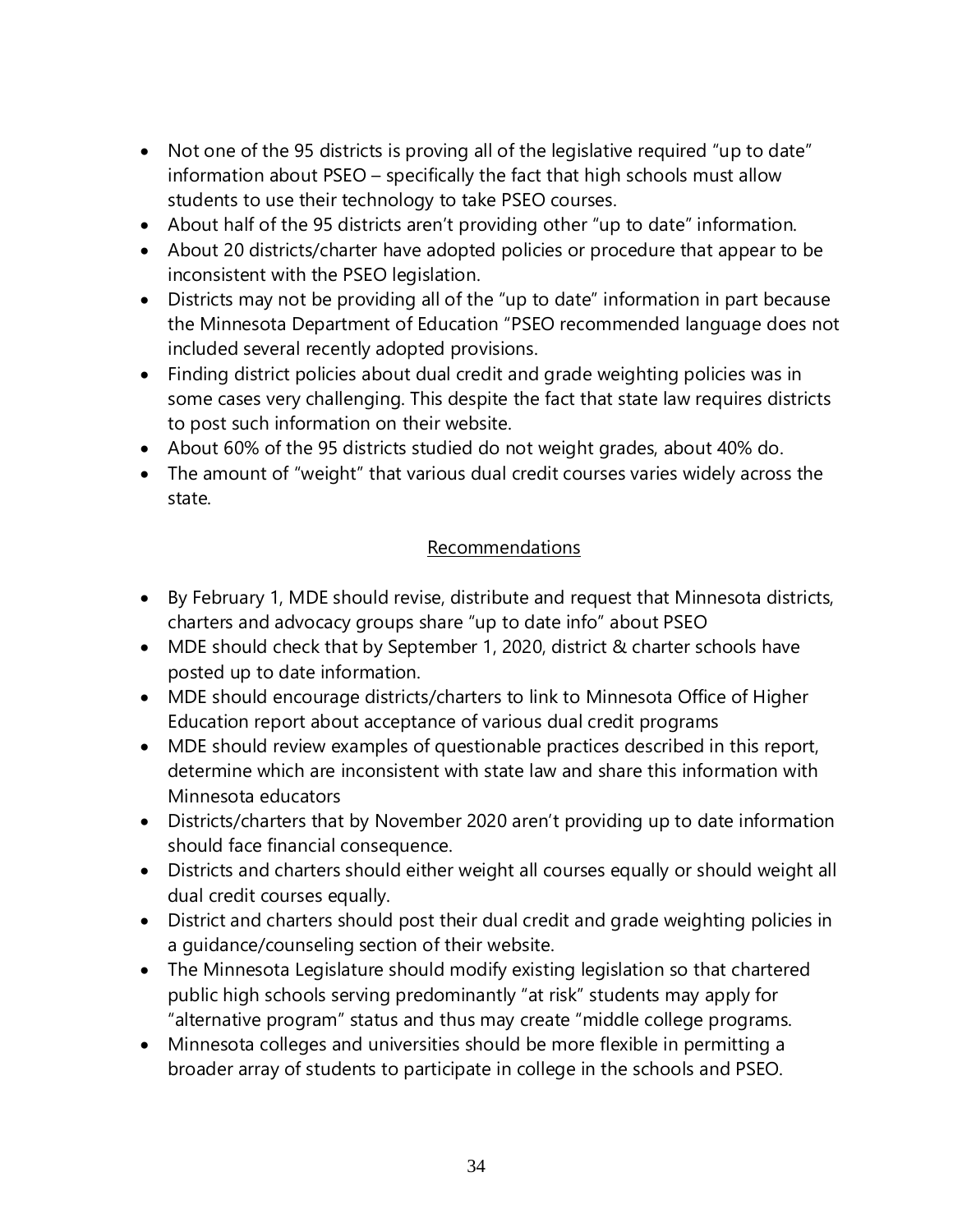- Not one of the 95 districts is proving all of the legislative required "up to date" information about PSEO – specifically the fact that high schools must allow students to use their technology to take PSEO courses.
- About half of the 95 districts aren't providing other "up to date" information.
- About 20 districts/charter have adopted policies or procedure that appear to be inconsistent with the PSEO legislation.
- Districts may not be providing all of the "up to date" information in part because the Minnesota Department of Education "PSEO recommended language does not included several recently adopted provisions.
- Finding district policies about dual credit and grade weighting policies was in some cases very challenging. This despite the fact that state law requires districts to post such information on their website.
- About 60% of the 95 districts studied do not weight grades, about 40% do.
- The amount of "weight" that various dual credit courses varies widely across the state.

## Recommendations

- By February 1, MDE should revise, distribute and request that Minnesota districts, charters and advocacy groups share "up to date info" about PSEO
- MDE should check that by September 1, 2020, district & charter schools have posted up to date information.
- MDE should encourage districts/charters to link to Minnesota Office of Higher Education report about acceptance of various dual credit programs
- MDE should review examples of questionable practices described in this report, determine which are inconsistent with state law and share this information with Minnesota educators
- Districts/charters that by November 2020 aren't providing up to date information should face financial consequence.
- Districts and charters should either weight all courses equally or should weight all dual credit courses equally.
- District and charters should post their dual credit and grade weighting policies in a guidance/counseling section of their website.
- The Minnesota Legislature should modify existing legislation so that chartered public high schools serving predominantly "at risk" students may apply for "alternative program" status and thus may create "middle college programs.
- Minnesota colleges and universities should be more flexible in permitting a broader array of students to participate in college in the schools and PSEO.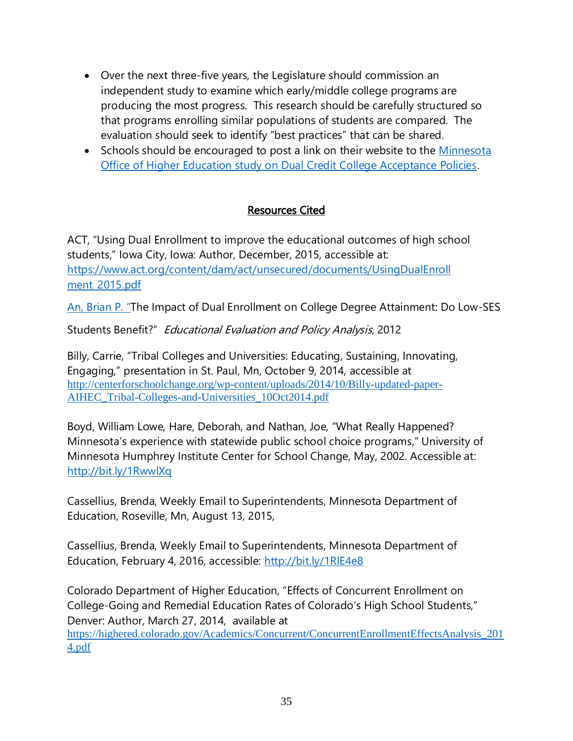- Over the next three-five years, the Legislature should commission an independent study to examine which early/middle college programs are producing the most progress. This research should be carefully structured so that programs enrolling similar populations of students are compared. The evaluation should seek to identify "best practices" that can be shared.
- Schools should be encouraged to post a link on their website to the Minnesota Office of Higher Education study on Dual Credit College Acceptance Policies.

## Resources Cited

ACT, "Using Dual Enrollment to improve the educational outcomes of high school students," Iowa City, Iowa: Author, December, 2015, accessible at: https://www.act.org/content/dam/act/unsecured/documents/UsingDualEnrollment_2015.pdf

An, Brian P. "The Impact of Dual Enrollment on College Degree Attainment: Do Low-SES Students Benefit?" *Educational Evaluation and Policy Analysis*, 2012

Billy, Carrie, "Tribal Colleges and Universities: Educating, Sustaining, Innovating, Engaging," presentation in St. Paul, Mn, October 9, 2014, accessible at http://centerforschoolchange.org/wp-content/uploads/2014/10/Billy-updated-paper-AIHEC_Tribal-Colleges-and-Universities_10Oct2014.pdf

Boyd, William Lowe, Hare, Deborah, and Nathan, Joe, "What Really Happened? Minnesota's experience with statewide public school choice programs," University of Minnesota Humphrey Institute Center for School Change, May, 2002. Accessible at: http://bit.ly/1RwwlXq

Cassellius, Brenda, Weekly Email to Superintendents, Minnesota Department of Education, Roseville, Mn, August 13, 2015,

Cassellius, Brenda, Weekly Email to Superintendents, Minnesota Department of Education, February 4, 2016, accessible: http://bit.ly/1RlE4e8

Colorado Department of Higher Education, "Effects of Concurrent Enrollment on College-Going and Remedial Education Rates of Colorado's High School Students," Denver: Author, March 27, 2014, available at https://highered.colorado.gov/Academics/Concurrent/ConcurrentEnrollmentEffectsAnalysis_2014.pdf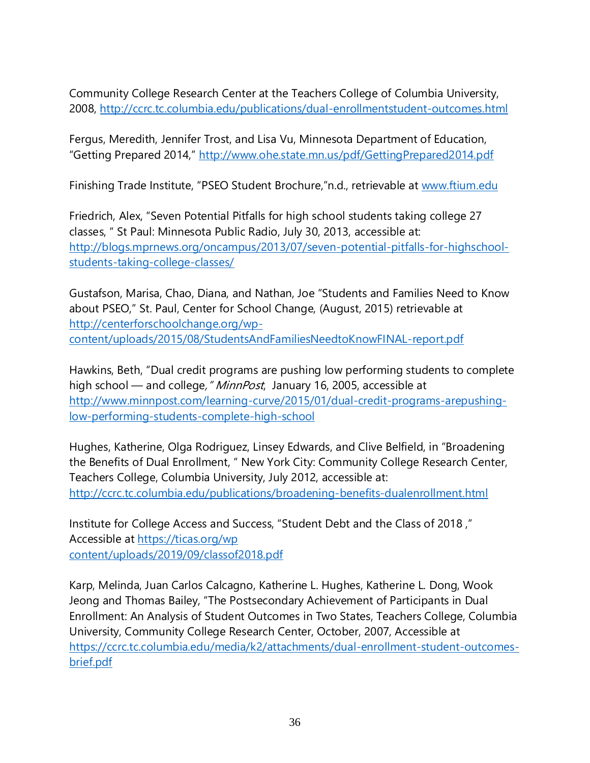Community College Research Center at the Teachers College of Columbia University, 2008, http://ccrc.tc.columbia.edu/publications/dual-enrollmentstudent-outcomes.html

Fergus, Meredith, Jennifer Trost, and Lisa Vu, Minnesota Department of Education, "Getting Prepared 2014," http://www.ohe.state.mn.us/pdf/GettingPrepared2014.pdf

Finishing Trade Institute, "PSEO Student Brochure,"n.d., retrievable at www.ftium.edu

Friedrich, Alex, "Seven Potential Pitfalls for high school students taking college 27 classes, " St Paul: Minnesota Public Radio, July 30, 2013, accessible at: http://blogs.mprnews.org/oncampus/2013/07/seven-potential-pitfalls-for-highschool-students-taking-college-classes/

Gustafson, Marisa, Chao, Diana, and Nathan, Joe "Students and Families Need to Know about PSEO," St. Paul, Center for School Change, (August, 2015) retrievable at http://centerforschoolchange.org/wp-content/uploads/2015/08/StudentsAndFamiliesNeedtoKnowFINAL-report.pdf

Hawkins, Beth, "Dual credit programs are pushing low performing students to complete high school — and college," *MinnPost*, January 16, 2005, accessible at http://www.minnpost.com/learning-curve/2015/01/dual-credit-programs-arepushing-low-performing-students-complete-high-school

Hughes, Katherine, Olga Rodriguez, Linsey Edwards, and Clive Belfield, in "Broadening the Benefits of Dual Enrollment, " New York City: Community College Research Center, Teachers College, Columbia University, July 2012, accessible at: http://ccrc.tc.columbia.edu/publications/broadening-benefits-dualenrollment.html

Institute for College Access and Success, "Student Debt and the Class of 2018 ," Accessible at https://ticas.org/wp content/uploads/2019/09/classof2018.pdf

Karp, Melinda, Juan Carlos Calcagno, Katherine L. Hughes, Katherine L. Dong, Wook Jeong and Thomas Bailey, "The Postsecondary Achievement of Participants in Dual Enrollment: An Analysis of Student Outcomes in Two States, Teachers College, Columbia University, Community College Research Center, October, 2007, Accessible at https://ccrc.tc.columbia.edu/media/k2/attachments/dual-enrollment-student-outcomes-brief.pdf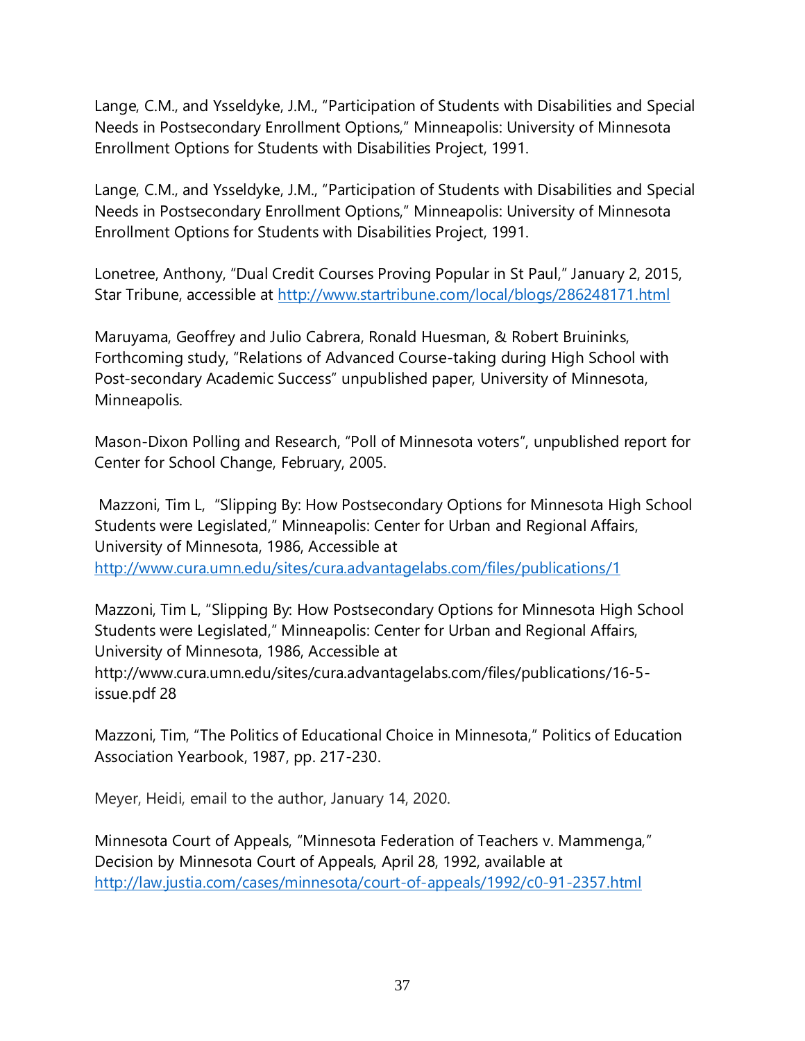Lange, C.M., and Ysseldyke, J.M., "Participation of Students with Disabilities and Special Needs in Postsecondary Enrollment Options," Minneapolis: University of Minnesota Enrollment Options for Students with Disabilities Project, 1991.

Lange, C.M., and Ysseldyke, J.M., "Participation of Students with Disabilities and Special Needs in Postsecondary Enrollment Options," Minneapolis: University of Minnesota Enrollment Options for Students with Disabilities Project, 1991.

Lonetree, Anthony, "Dual Credit Courses Proving Popular in St Paul," January 2, 2015, Star Tribune, accessible at http://www.startribune.com/local/blogs/286248171.html

Maruyama, Geoffrey and Julio Cabrera, Ronald Huesman, & Robert Bruininks, Forthcoming study, "Relations of Advanced Course-taking during High School with Post-secondary Academic Success" unpublished paper, University of Minnesota, Minneapolis.

Mason-Dixon Polling and Research, "Poll of Minnesota voters", unpublished report for Center for School Change, February, 2005.

Mazzoni, Tim L, "Slipping By: How Postsecondary Options for Minnesota High School Students were Legislated," Minneapolis: Center for Urban and Regional Affairs, University of Minnesota, 1986, Accessible at http://www.cura.umn.edu/sites/cura.advantagelabs.com/files/publications/1

Mazzoni, Tim L, "Slipping By: How Postsecondary Options for Minnesota High School Students were Legislated," Minneapolis: Center for Urban and Regional Affairs, University of Minnesota, 1986, Accessible at http://www.cura.umn.edu/sites/cura.advantagelabs.com/files/publications/16-5-issue.pdf 28

Mazzoni, Tim, "The Politics of Educational Choice in Minnesota," Politics of Education Association Yearbook, 1987, pp. 217-230.

Meyer, Heidi, email to the author, January 14, 2020.

Minnesota Court of Appeals, "Minnesota Federation of Teachers v. Mammenga," Decision by Minnesota Court of Appeals, April 28, 1992, available at http://law.justia.com/cases/minnesota/court-of-appeals/1992/c0-91-2357.html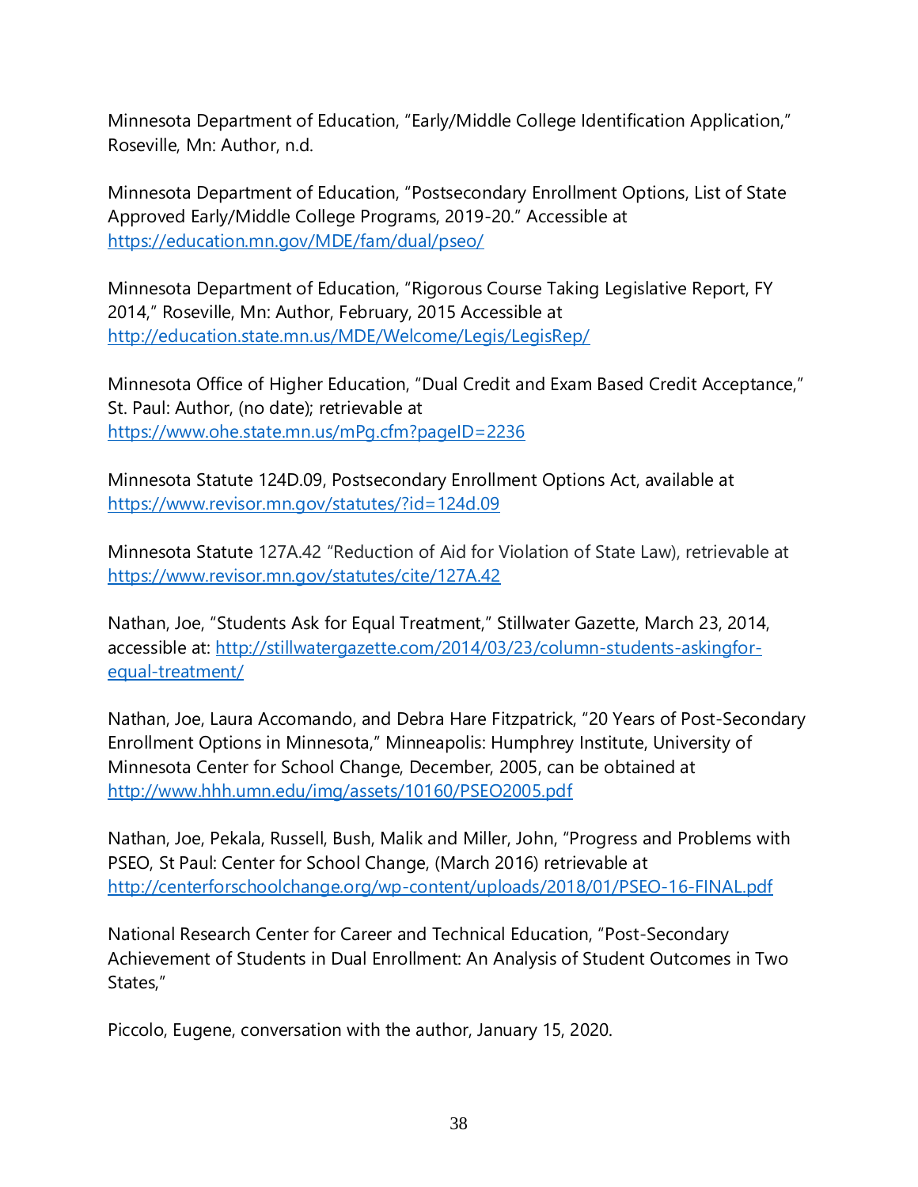Minnesota Department of Education, "Early/Middle College Identification Application," Roseville, Mn: Author, n.d.

Minnesota Department of Education, "Postsecondary Enrollment Options, List of State Approved Early/Middle College Programs, 2019-20." Accessible at https://education.mn.gov/MDE/fam/dual/pseo/

Minnesota Department of Education, "Rigorous Course Taking Legislative Report, FY 2014," Roseville, Mn: Author, February, 2015 Accessible at http://education.state.mn.us/MDE/Welcome/Legis/LegisRep/

Minnesota Office of Higher Education, "Dual Credit and Exam Based Credit Acceptance," St. Paul: Author, (no date); retrievable at https://www.ohe.state.mn.us/mPg.cfm?pageID=2236

Minnesota Statute 124D.09, Postsecondary Enrollment Options Act, available at https://www.revisor.mn.gov/statutes/?id=124d.09

Minnesota Statute 127A.42 "Reduction of Aid for Violation of State Law), retrievable at https://www.revisor.mn.gov/statutes/cite/127A.42

Nathan, Joe, "Students Ask for Equal Treatment," Stillwater Gazette, March 23, 2014, accessible at: http://stillwatergazette.com/2014/03/23/column-students-askingfor-equal-treatment/

Nathan, Joe, Laura Accomando, and Debra Hare Fitzpatrick, "20 Years of Post-Secondary Enrollment Options in Minnesota," Minneapolis: Humphrey Institute, University of Minnesota Center for School Change, December, 2005, can be obtained at http://www.hhh.umn.edu/img/assets/10160/PSEO2005.pdf

Nathan, Joe, Pekala, Russell, Bush, Malik and Miller, John, "Progress and Problems with PSEO, St Paul: Center for School Change, (March 2016) retrievable at http://centerforschoolchange.org/wp-content/uploads/2018/01/PSEO-16-FINAL.pdf

National Research Center for Career and Technical Education, "Post-Secondary Achievement of Students in Dual Enrollment: An Analysis of Student Outcomes in Two States,"

Piccolo, Eugene, conversation with the author, January 15, 2020.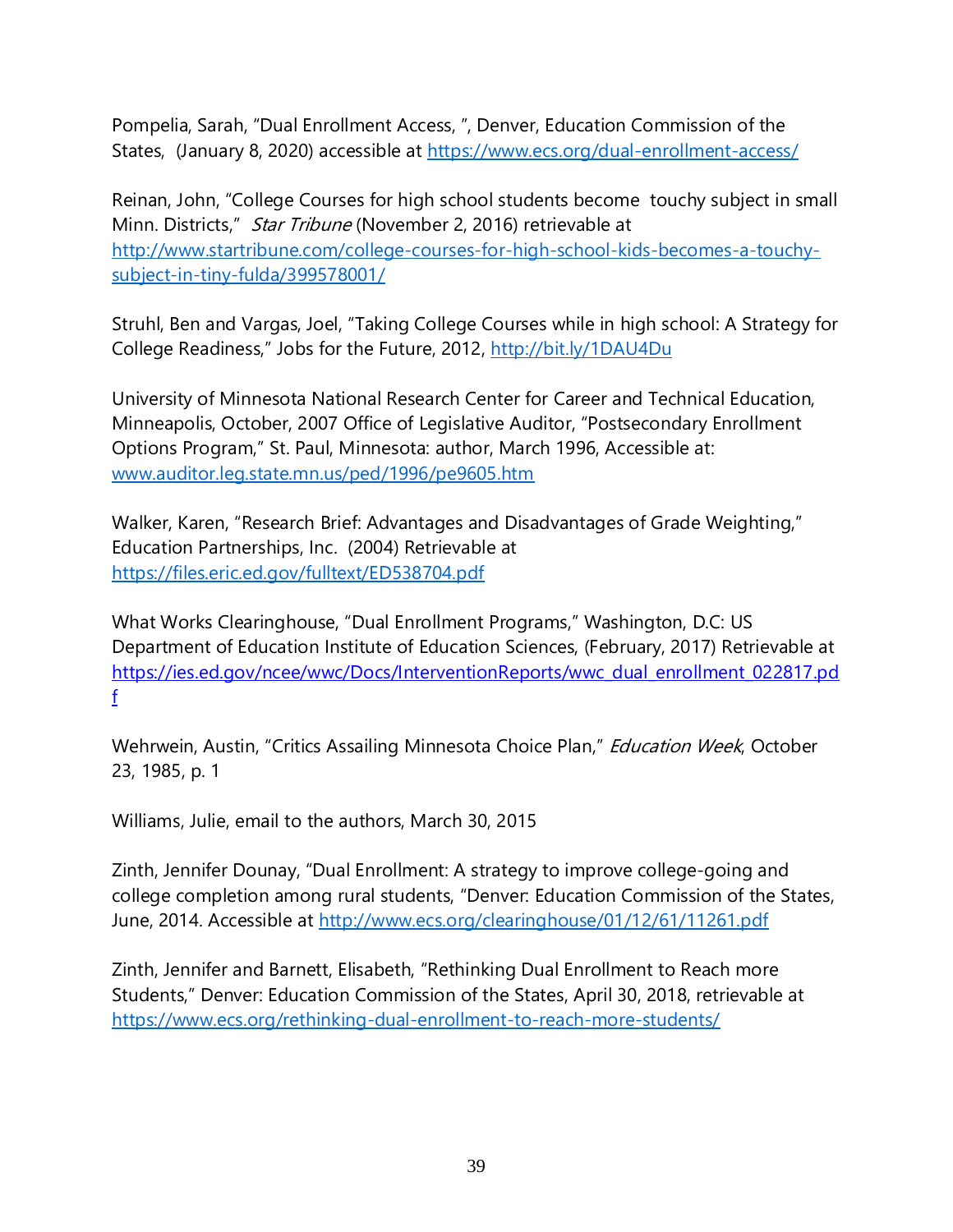Pompelia, Sarah, “Dual Enrollment Access, ”, Denver, Education Commission of the States, (January 8, 2020) accessible at https://www.ecs.org/dual-enrollment-access/

Reinan, John, “College Courses for high school students become touchy subject in small Minn. Districts,” *Star Tribune* (November 2, 2016) retrievable at http://www.startribune.com/college-courses-for-high-school-kids-becomes-a-touchy-subject-in-tiny-fulda/399578001/

Struhl, Ben and Vargas, Joel, “Taking College Courses while in high school: A Strategy for College Readiness,” Jobs for the Future, 2012, http://bit.ly/1DAU4Du

University of Minnesota National Research Center for Career and Technical Education, Minneapolis, October, 2007 Office of Legislative Auditor, “Postsecondary Enrollment Options Program,” St. Paul, Minnesota: author, March 1996, Accessible at: www.auditor.leg.state.mn.us/ped/1996/pe9605.htm

Walker, Karen, “Research Brief: Advantages and Disadvantages of Grade Weighting,” Education Partnerships, Inc. (2004) Retrievable at https://files.eric.ed.gov/fulltext/ED538704.pdf

What Works Clearinghouse, “Dual Enrollment Programs,” Washington, D.C: US Department of Education Institute of Education Sciences, (February, 2017) Retrievable at https://ies.ed.gov/ncee/wwc/Docs/InterventionReports/wwc_dual_enrollment_022817.pdf

Wehrwein, Austin, “Critics Assailing Minnesota Choice Plan,” *Education Week*, October 23, 1985, p. 1

Williams, Julie, email to the authors, March 30, 2015

Zinth, Jennifer Dounay, “Dual Enrollment: A strategy to improve college-going and college completion among rural students, “Denver: Education Commission of the States, June, 2014. Accessible at http://www.ecs.org/clearinghouse/01/12/61/11261.pdf

Zinth, Jennifer and Barnett, Elisabeth, “Rethinking Dual Enrollment to Reach more Students,” Denver: Education Commission of the States, April 30, 2018, retrievable at https://www.ecs.org/rethinking-dual-enrollment-to-reach-more-students/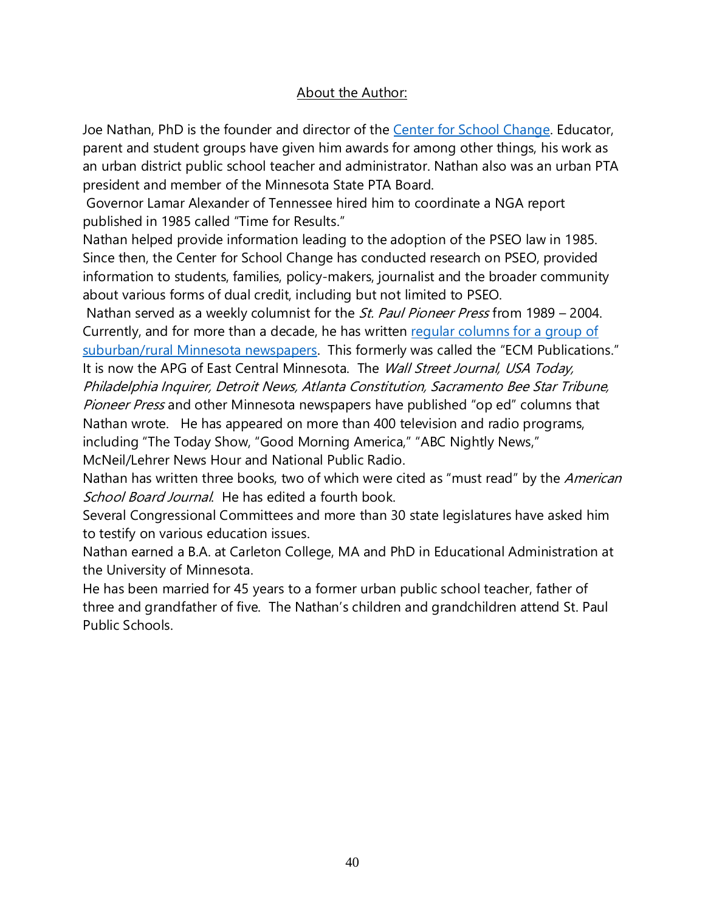## About the Author:

Joe Nathan, PhD is the founder and director of the [Center for School Change](). Educator, parent and student groups have given him awards for among other things, his work as an urban district public school teacher and administrator. Nathan also was an urban PTA president and member of the Minnesota State PTA Board.

Governor Lamar Alexander of Tennessee hired him to coordinate a NGA report published in 1985 called "Time for Results."

Nathan helped provide information leading to the adoption of the PSEO law in 1985. Since then, the Center for School Change has conducted research on PSEO, provided information to students, families, policy-makers, journalist and the broader community about various forms of dual credit, including but not limited to PSEO.

Nathan served as a weekly columnist for the *St. Paul Pioneer Press* from 1989 – 2004. Currently, and for more than a decade, he has written [regular columns for a group of suburban/rural Minnesota newspapers](). This formerly was called the "ECM Publications." It is now the APG of East Central Minnesota. The *Wall Street Journal, USA Today, Philadelphia Inquirer, Detroit News, Atlanta Constitution, Sacramento Bee Star Tribune, Pioneer Press* and other Minnesota newspapers have published "op ed" columns that Nathan wrote. He has appeared on more than 400 television and radio programs, including "The Today Show, "Good Morning America," "ABC Nightly News," McNeil/Lehrer News Hour and National Public Radio.

Nathan has written three books, two of which were cited as "must read" by the *American School Board Journal*. He has edited a fourth book.

Several Congressional Committees and more than 30 state legislatures have asked him to testify on various education issues.

Nathan earned a B.A. at Carleton College, MA and PhD in Educational Administration at the University of Minnesota.

He has been married for 45 years to a former urban public school teacher, father of three and grandfather of five. The Nathan's children and grandchildren attend St. Paul Public Schools.